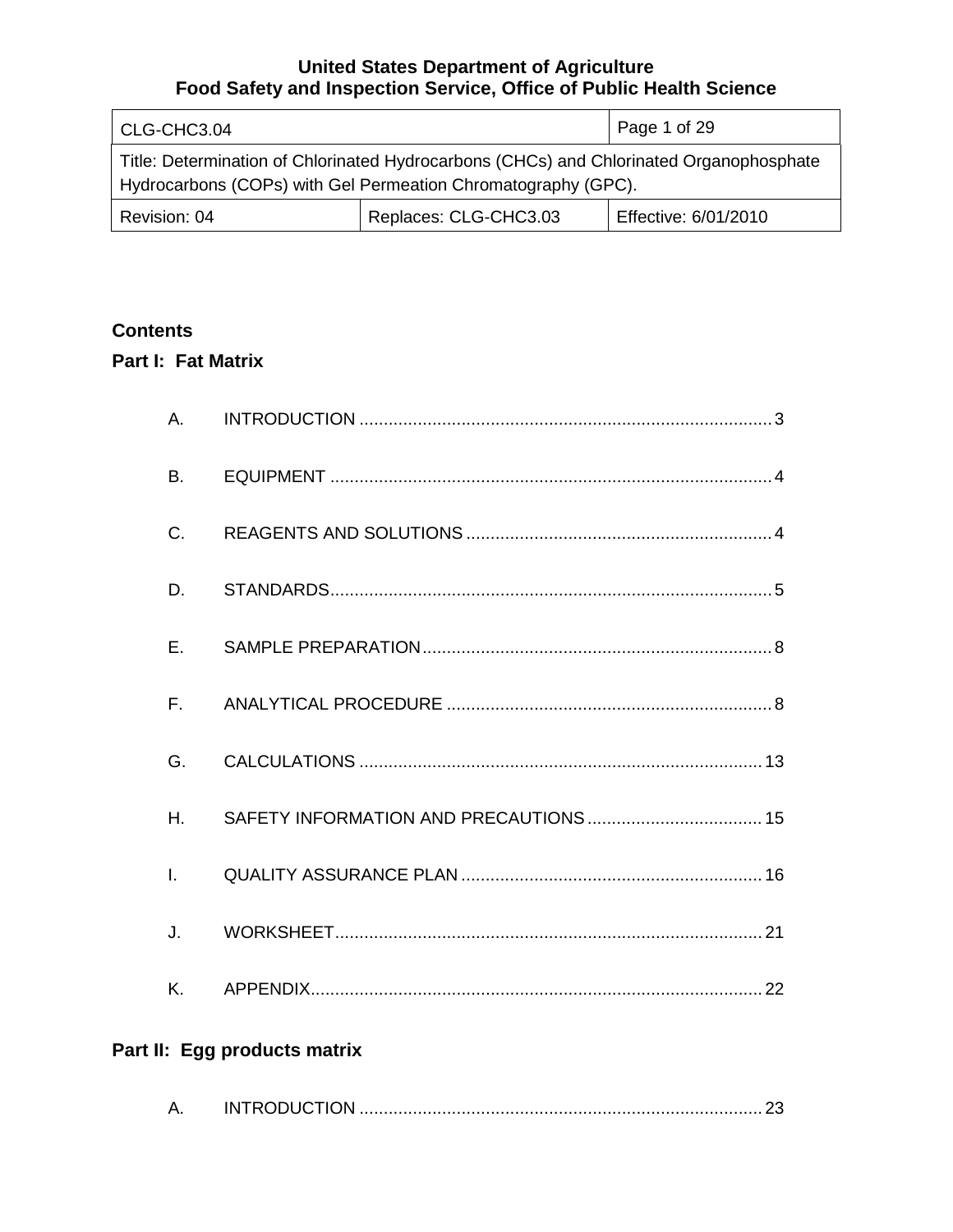**United States Department of Agriculture**
**Food Safety and Inspection Service, Office of Public Health Science**

| CLG-CHC3.04 | | Page 1 of 29 |
|---|---|---|
| Title: Determination of Chlorinated Hydrocarbons (CHCs) and Chlorinated Organophosphate Hydrocarbons (COPs) with Gel Permeation Chromatography (GPC). | | |
| Revision: 04 | Replaces: CLG-CHC3.03 | Effective: 6/01/2010 |

## Contents

### Part I: Fat Matrix

A. INTRODUCTION ..................... 3

B. EQUIPMENT ..................... 4

C. REAGENTS AND SOLUTIONS ..................... 4

D. STANDARDS ..................... 5

E. SAMPLE PREPARATION ..................... 8

F. ANALYTICAL PROCEDURE ..................... 8

G. CALCULATIONS ..................... 13

H. SAFETY INFORMATION AND PRECAUTIONS ..................... 15

I. QUALITY ASSURANCE PLAN ..................... 16

J. WORKSHEET ..................... 21

K. APPENDIX ..................... 22

### Part II: Egg products matrix

A. INTRODUCTION ..................... 23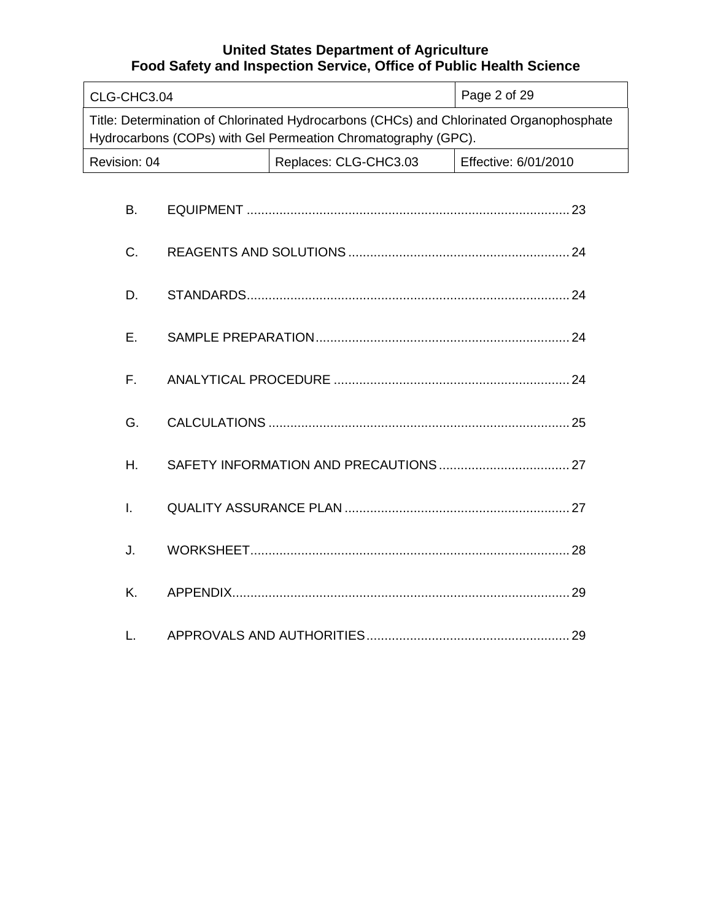B. EQUIPMENT ........................................................................................ 23

C. REAGENTS AND SOLUTIONS ............................................................ 24

D. STANDARDS........................................................................................ 24

E. SAMPLE PREPARATION..................................................................... 24

F. ANALYTICAL PROCEDURE ................................................................ 24

G. CALCULATIONS .................................................................................. 25

H. SAFETY INFORMATION AND PRECAUTIONS ................................... 27

I. QUALITY ASSURANCE PLAN ............................................................ 27

J. WORKSHEET....................................................................................... 28

K. APPENDIX........................................................................................... 29

L. APPROVALS AND AUTHORITIES....................................................... 29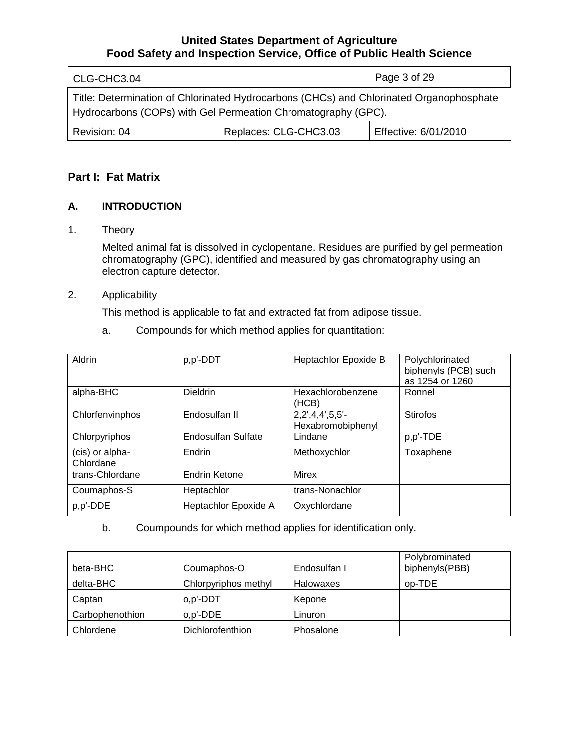## Part I: Fat Matrix

### A. INTRODUCTION

1. Theory

   Melted animal fat is dissolved in cyclopentane. Residues are purified by gel permeation chromatography (GPC), identified and measured by gas chromatography using an electron capture detector.

2. Applicability

   This method is applicable to fat and extracted fat from adipose tissue.

   a. Compounds for which method applies for quantitation:

| | | | |
|---|---|---|---|
| Aldrin | p,p'-DDT | Heptachlor Epoxide B | Polychlorinated biphenyls (PCB) such as 1254 or 1260 |
| alpha-BHC | Dieldrin | Hexachlorobenzene (HCB) | Ronnel |
| Chlorfenvinphos | Endosulfan II | 2,2',4,4',5,5'-Hexabromobiphenyl | Stirofos |
| Chlorpyriphos | Endosulfan Sulfate | Lindane | p,p'-TDE |
| (cis) or alpha-Chlordane | Endrin | Methoxychlor | Toxaphene |
| trans-Chlordane | Endrin Ketone | Mirex | |
| Coumaphos-S | Heptachlor | trans-Nonachlor | |
| p,p'-DDE | Heptachlor Epoxide A | Oxychlordane | |

   b. Coumpounds for which method applies for identification only.

| | | | |
|---|---|---|---|
| beta-BHC | Coumaphos-O | Endosulfan I | Polybrominated biphenyls(PBB) |
| delta-BHC | Chlorpyriphos methyl | Halowaxes | op-TDE |
| Captan | o,p'-DDT | Kepone | |
| Carbophenothion | o,p'-DDE | Linuron | |
| Chlordene | Dichlorofenthion | Phosalone | |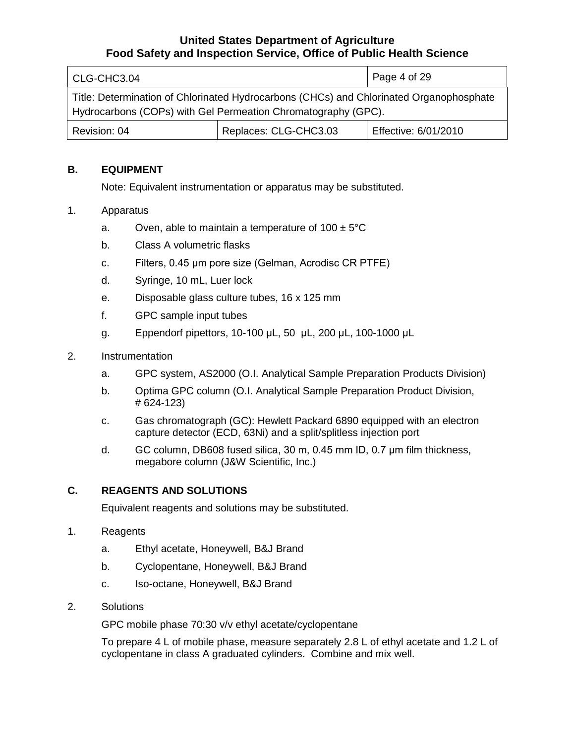## B. EQUIPMENT

Note: Equivalent instrumentation or apparatus may be substituted.

1. Apparatus
   a. Oven, able to maintain a temperature of 100 ± 5°C
   b. Class A volumetric flasks
   c. Filters, 0.45 µm pore size (Gelman, Acrodisc CR PTFE)
   d. Syringe, 10 mL, Luer lock
   e. Disposable glass culture tubes, 16 x 125 mm
   f. GPC sample input tubes
   g. Eppendorf pipettors, 10-100 µL, 50 µL, 200 µL, 100-1000 µL

2. Instrumentation
   a. GPC system, AS2000 (O.I. Analytical Sample Preparation Products Division)
   b. Optima GPC column (O.I. Analytical Sample Preparation Product Division, # 624-123)
   c. Gas chromatograph (GC): Hewlett Packard 6890 equipped with an electron capture detector (ECD, 63Ni) and a split/splitless injection port
   d. GC column, DB608 fused silica, 30 m, 0.45 mm ID, 0.7 µm film thickness, megabore column (J&W Scientific, Inc.)

## C. REAGENTS AND SOLUTIONS

Equivalent reagents and solutions may be substituted.

1. Reagents
   a. Ethyl acetate, Honeywell, B&J Brand
   b. Cyclopentane, Honeywell, B&J Brand
   c. Iso-octane, Honeywell, B&J Brand

2. Solutions

   GPC mobile phase 70:30 v/v ethyl acetate/cyclopentane

   To prepare 4 L of mobile phase, measure separately 2.8 L of ethyl acetate and 1.2 L of cyclopentane in class A graduated cylinders. Combine and mix well.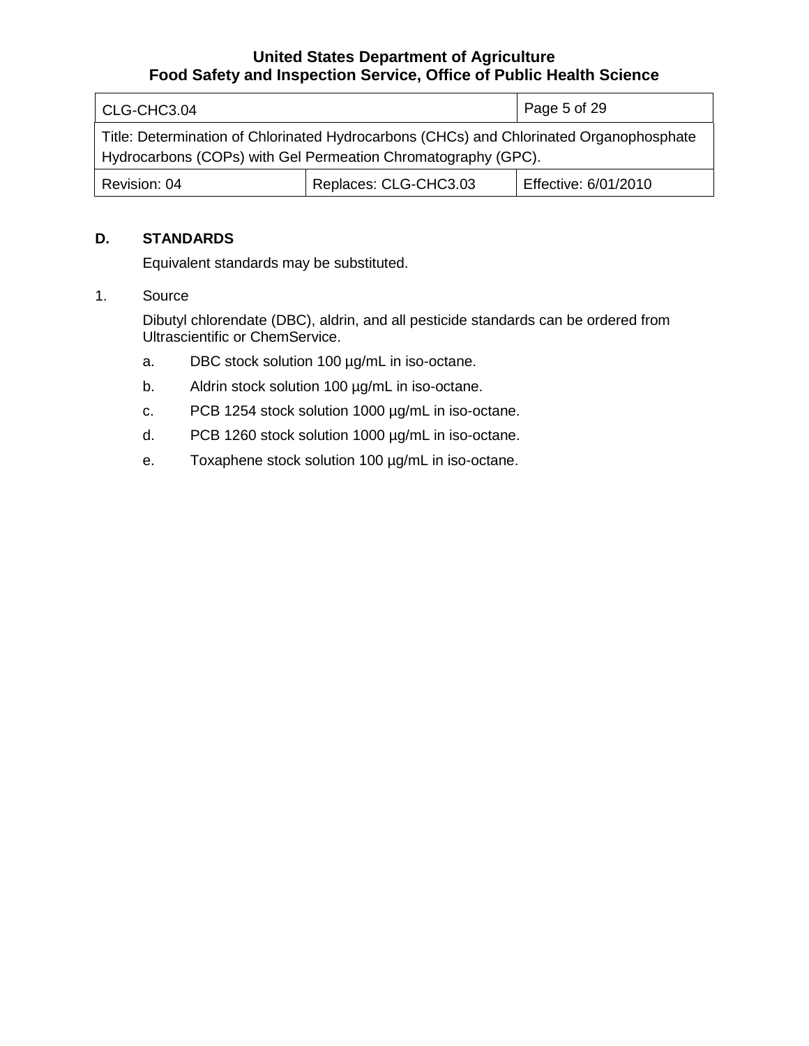## D. STANDARDS

Equivalent standards may be substituted.

1. Source

   Dibutyl chlorendate (DBC), aldrin, and all pesticide standards can be ordered from Ultrascientific or ChemService.

   a. DBC stock solution 100 µg/mL in iso-octane.

   b. Aldrin stock solution 100 µg/mL in iso-octane.

   c. PCB 1254 stock solution 1000 µg/mL in iso-octane.

   d. PCB 1260 stock solution 1000 µg/mL in iso-octane.

   e. Toxaphene stock solution 100 µg/mL in iso-octane.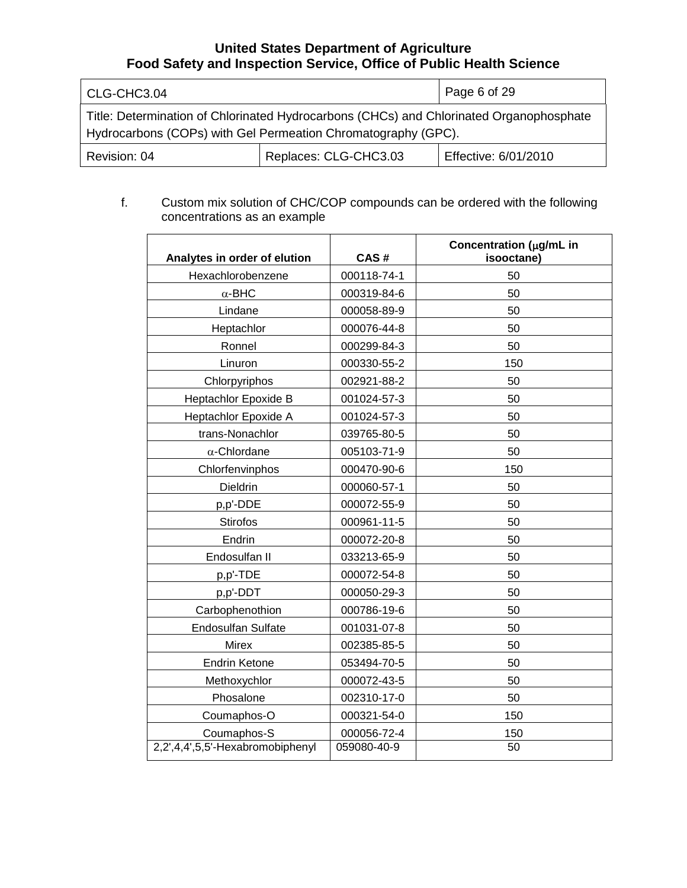f. Custom mix solution of CHC/COP compounds can be ordered with the following concentrations as an example

| Analytes in order of elution | CAS # | Concentration ($\mu$g/mL in isooctane) |
|---|---|---|
| Hexachlorobenzene | 000118-74-1 | 50 |
| $\alpha$-BHC | 000319-84-6 | 50 |
| Lindane | 000058-89-9 | 50 |
| Heptachlor | 000076-44-8 | 50 |
| Ronnel | 000299-84-3 | 50 |
| Linuron | 000330-55-2 | 150 |
| Chlorpyriphos | 002921-88-2 | 50 |
| Heptachlor Epoxide B | 001024-57-3 | 50 |
| Heptachlor Epoxide A | 001024-57-3 | 50 |
| trans-Nonachlor | 039765-80-5 | 50 |
| $\alpha$-Chlordane | 005103-71-9 | 50 |
| Chlorfenvinphos | 000470-90-6 | 150 |
| Dieldrin | 000060-57-1 | 50 |
| p,p'-DDE | 000072-55-9 | 50 |
| Stirofos | 000961-11-5 | 50 |
| Endrin | 000072-20-8 | 50 |
| Endosulfan II | 033213-65-9 | 50 |
| p,p'-TDE | 000072-54-8 | 50 |
| p,p'-DDT | 000050-29-3 | 50 |
| Carbophenothion | 000786-19-6 | 50 |
| Endosulfan Sulfate | 001031-07-8 | 50 |
| Mirex | 002385-85-5 | 50 |
| Endrin Ketone | 053494-70-5 | 50 |
| Methoxychlor | 000072-43-5 | 50 |
| Phosalone | 002310-17-0 | 50 |
| Coumaphos-O | 000321-54-0 | 150 |
| Coumaphos-S | 000056-72-4 | 150 |
| 2,2',4,4',5,5'-Hexabromobiphenyl | 059080-40-9 | 50 |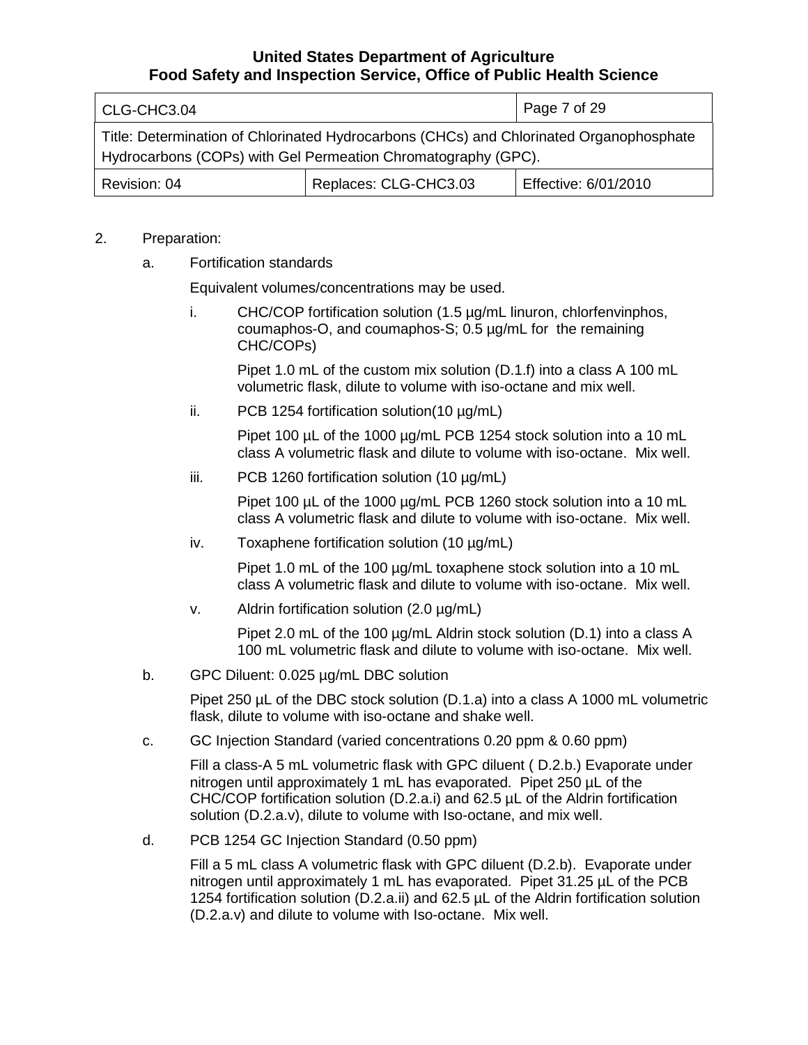2. Preparation:

   a. Fortification standards

      Equivalent volumes/concentrations may be used.

      i. CHC/COP fortification solution (1.5 µg/mL linuron, chlorfenvinphos, coumaphos-O, and coumaphos-S; 0.5 µg/mL for the remaining CHC/COPs)

         Pipet 1.0 mL of the custom mix solution (D.1.f) into a class A 100 mL volumetric flask, dilute to volume with iso-octane and mix well.

      ii. PCB 1254 fortification solution(10 µg/mL)

         Pipet 100 µL of the 1000 µg/mL PCB 1254 stock solution into a 10 mL class A volumetric flask and dilute to volume with iso-octane. Mix well.

      iii. PCB 1260 fortification solution (10 µg/mL)

         Pipet 100 µL of the 1000 µg/mL PCB 1260 stock solution into a 10 mL class A volumetric flask and dilute to volume with iso-octane. Mix well.

      iv. Toxaphene fortification solution (10 µg/mL)

         Pipet 1.0 mL of the 100 µg/mL toxaphene stock solution into a 10 mL class A volumetric flask and dilute to volume with iso-octane. Mix well.

      v. Aldrin fortification solution (2.0 µg/mL)

         Pipet 2.0 mL of the 100 µg/mL Aldrin stock solution (D.1) into a class A 100 mL volumetric flask and dilute to volume with iso-octane. Mix well.

   b. GPC Diluent: 0.025 µg/mL DBC solution

      Pipet 250 µL of the DBC stock solution (D.1.a) into a class A 1000 mL volumetric flask, dilute to volume with iso-octane and shake well.

   c. GC Injection Standard (varied concentrations 0.20 ppm & 0.60 ppm)

      Fill a class-A 5 mL volumetric flask with GPC diluent ( D.2.b.) Evaporate under nitrogen until approximately 1 mL has evaporated. Pipet 250 µL of the CHC/COP fortification solution (D.2.a.i) and 62.5 µL of the Aldrin fortification solution (D.2.a.v), dilute to volume with Iso-octane, and mix well.

   d. PCB 1254 GC Injection Standard (0.50 ppm)

      Fill a 5 mL class A volumetric flask with GPC diluent (D.2.b). Evaporate under nitrogen until approximately 1 mL has evaporated. Pipet 31.25 µL of the PCB 1254 fortification solution (D.2.a.ii) and 62.5 µL of the Aldrin fortification solution (D.2.a.v) and dilute to volume with Iso-octane. Mix well.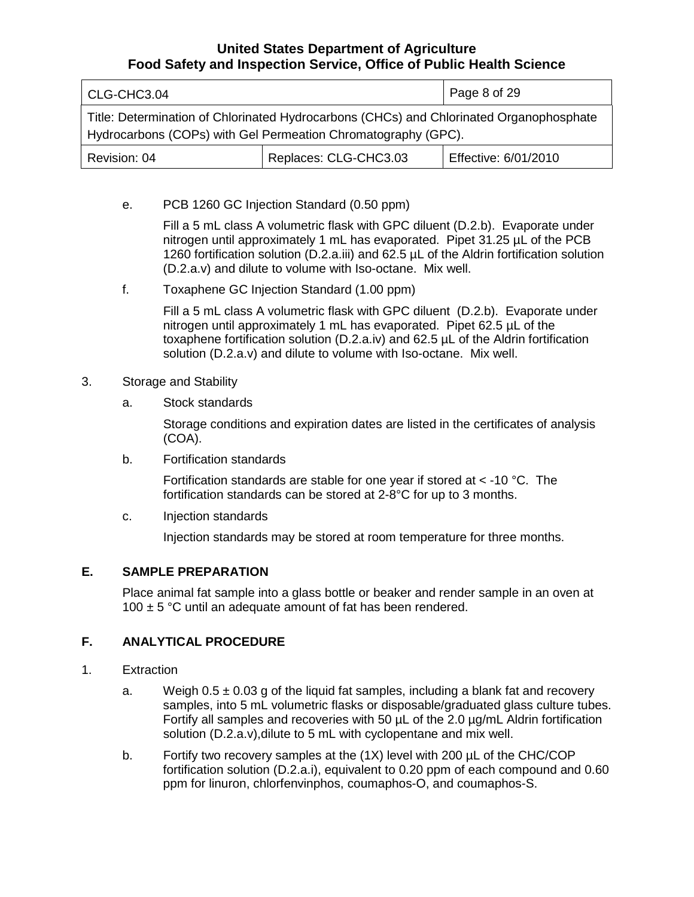e. PCB 1260 GC Injection Standard (0.50 ppm)

Fill a 5 mL class A volumetric flask with GPC diluent (D.2.b). Evaporate under nitrogen until approximately 1 mL has evaporated. Pipet 31.25 µL of the PCB 1260 fortification solution (D.2.a.iii) and 62.5 µL of the Aldrin fortification solution (D.2.a.v) and dilute to volume with Iso-octane. Mix well.

f. Toxaphene GC Injection Standard (1.00 ppm)

Fill a 5 mL class A volumetric flask with GPC diluent (D.2.b). Evaporate under nitrogen until approximately 1 mL has evaporated. Pipet 62.5 µL of the toxaphene fortification solution (D.2.a.iv) and 62.5 µL of the Aldrin fortification solution (D.2.a.v) and dilute to volume with Iso-octane. Mix well.

3. Storage and Stability

a. Stock standards

Storage conditions and expiration dates are listed in the certificates of analysis (COA).

b. Fortification standards

Fortification standards are stable for one year if stored at < -10 °C. The fortification standards can be stored at 2-8°C for up to 3 months.

c. Injection standards

Injection standards may be stored at room temperature for three months.

## E. SAMPLE PREPARATION

Place animal fat sample into a glass bottle or beaker and render sample in an oven at 100 ± 5 °C until an adequate amount of fat has been rendered.

## F. ANALYTICAL PROCEDURE

1. Extraction

a. Weigh 0.5 ± 0.03 g of the liquid fat samples, including a blank fat and recovery samples, into 5 mL volumetric flasks or disposable/graduated glass culture tubes. Fortify all samples and recoveries with 50 µL of the 2.0 µg/mL Aldrin fortification solution (D.2.a.v),dilute to 5 mL with cyclopentane and mix well.

b. Fortify two recovery samples at the (1X) level with 200 µL of the CHC/COP fortification solution (D.2.a.i), equivalent to 0.20 ppm of each compound and 0.60 ppm for linuron, chlorfenvinphos, coumaphos-O, and coumaphos-S.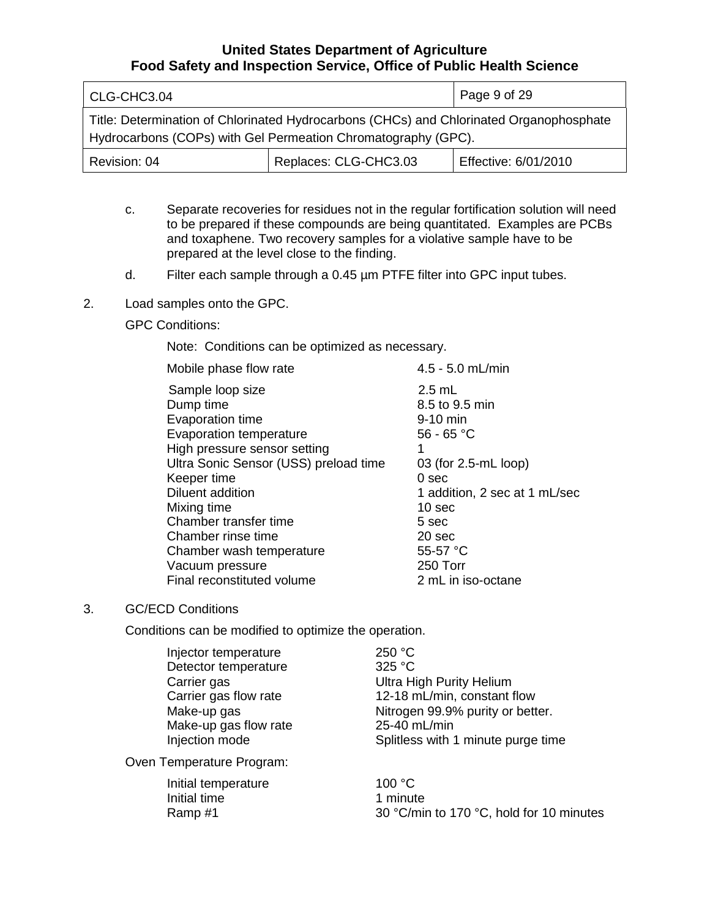c. Separate recoveries for residues not in the regular fortification solution will need to be prepared if these compounds are being quantitated. Examples are PCBs and toxaphene. Two recovery samples for a violative sample have to be prepared at the level close to the finding.

d. Filter each sample through a 0.45 µm PTFE filter into GPC input tubes.

2. Load samples onto the GPC.

GPC Conditions:

Note: Conditions can be optimized as necessary.

| | |
|---|---|
| Mobile phase flow rate | 4.5 - 5.0 mL/min |
| Sample loop size | 2.5 mL |
| Dump time | 8.5 to 9.5 min |
| Evaporation time | 9-10 min |
| Evaporation temperature | 56 - 65 °C |
| High pressure sensor setting | 1 |
| Ultra Sonic Sensor (USS) preload time | 03 (for 2.5-mL loop) |
| Keeper time | 0 sec |
| Diluent addition | 1 addition, 2 sec at 1 mL/sec |
| Mixing time | 10 sec |
| Chamber transfer time | 5 sec |
| Chamber rinse time | 20 sec |
| Chamber wash temperature | 55-57 °C |
| Vacuum pressure | 250 Torr |
| Final reconstituted volume | 2 mL in iso-octane |

3. GC/ECD Conditions

Conditions can be modified to optimize the operation.

| | |
|---|---|
| Injector temperature | 250 °C |
| Detector temperature | 325 °C |
| Carrier gas | Ultra High Purity Helium |
| Carrier gas flow rate | 12-18 mL/min, constant flow |
| Make-up gas | Nitrogen 99.9% purity or better. |
| Make-up gas flow rate | 25-40 mL/min |
| Injection mode | Splitless with 1 minute purge time |

Oven Temperature Program:

| | |
|---|---|
| Initial temperature | 100 °C |
| Initial time | 1 minute |
| Ramp #1 | 30 °C/min to 170 °C, hold for 10 minutes |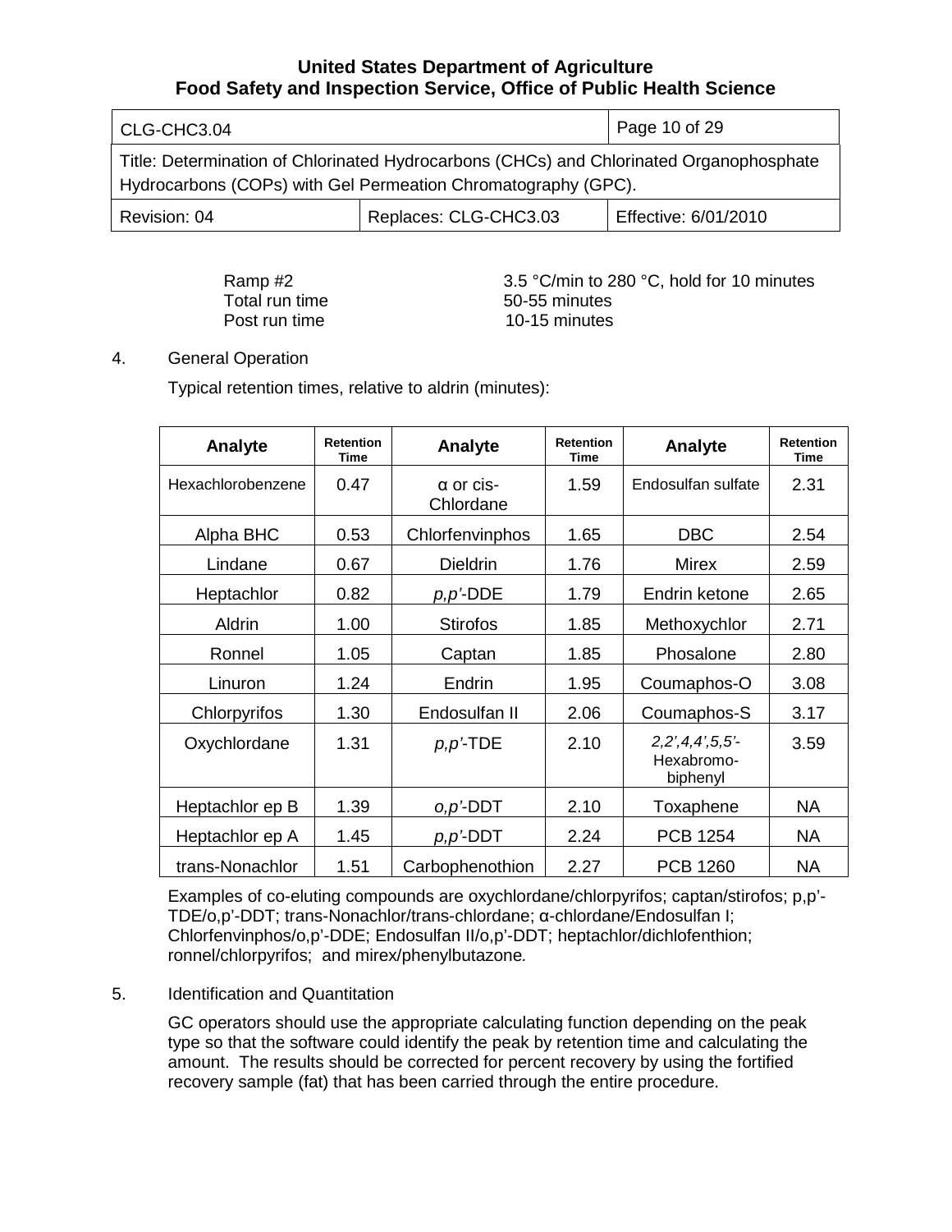Ramp #2 3.5 °C/min to 280 °C, hold for 10 minutes
Total run time 50-55 minutes
Post run time 10-15 minutes

4. General Operation

Typical retention times, relative to aldrin (minutes):

| Analyte | Retention Time | Analyte | Retention Time | Analyte | Retention Time |
|---|---|---|---|---|---|
| Hexachlorobenzene | 0.47 | α or cis-Chlordane | 1.59 | Endosulfan sulfate | 2.31 |
| Alpha BHC | 0.53 | Chlorfenvinphos | 1.65 | DBC | 2.54 |
| Lindane | 0.67 | Dieldrin | 1.76 | Mirex | 2.59 |
| Heptachlor | 0.82 | *p,p'*-DDE | 1.79 | Endrin ketone | 2.65 |
| Aldrin | 1.00 | Stirofos | 1.85 | Methoxychlor | 2.71 |
| Ronnel | 1.05 | Captan | 1.85 | Phosalone | 2.80 |
| Linuron | 1.24 | Endrin | 1.95 | Coumaphos-O | 3.08 |
| Chlorpyrifos | 1.30 | Endosulfan II | 2.06 | Coumaphos-S | 3.17 |
| Oxychlordane | 1.31 | *p,p'*-TDE | 2.10 | *2,2',4,4',5,5'*-Hexabromo-biphenyl | 3.59 |
| Heptachlor ep B | 1.39 | *o,p'*-DDT | 2.10 | Toxaphene | NA |
| Heptachlor ep A | 1.45 | *p,p'*-DDT | 2.24 | PCB 1254 | NA |
| trans-Nonachlor | 1.51 | Carbophenothion | 2.27 | PCB 1260 | NA |

Examples of co-eluting compounds are oxychlordane/chlorpyrifos; captan/stirofos; p,p'-TDE/o,p'-DDT; trans-Nonachlor/trans-chlordane; α-chlordane/Endosulfan I; Chlorfenvinphos/o,p'-DDE; Endosulfan II/o,p'-DDT; heptachlor/dichlofenthion; ronnel/chlorpyrifos; and mirex/phenylbutazone.

5. Identification and Quantitation

GC operators should use the appropriate calculating function depending on the peak type so that the software could identify the peak by retention time and calculating the amount. The results should be corrected for percent recovery by using the fortified recovery sample (fat) that has been carried through the entire procedure.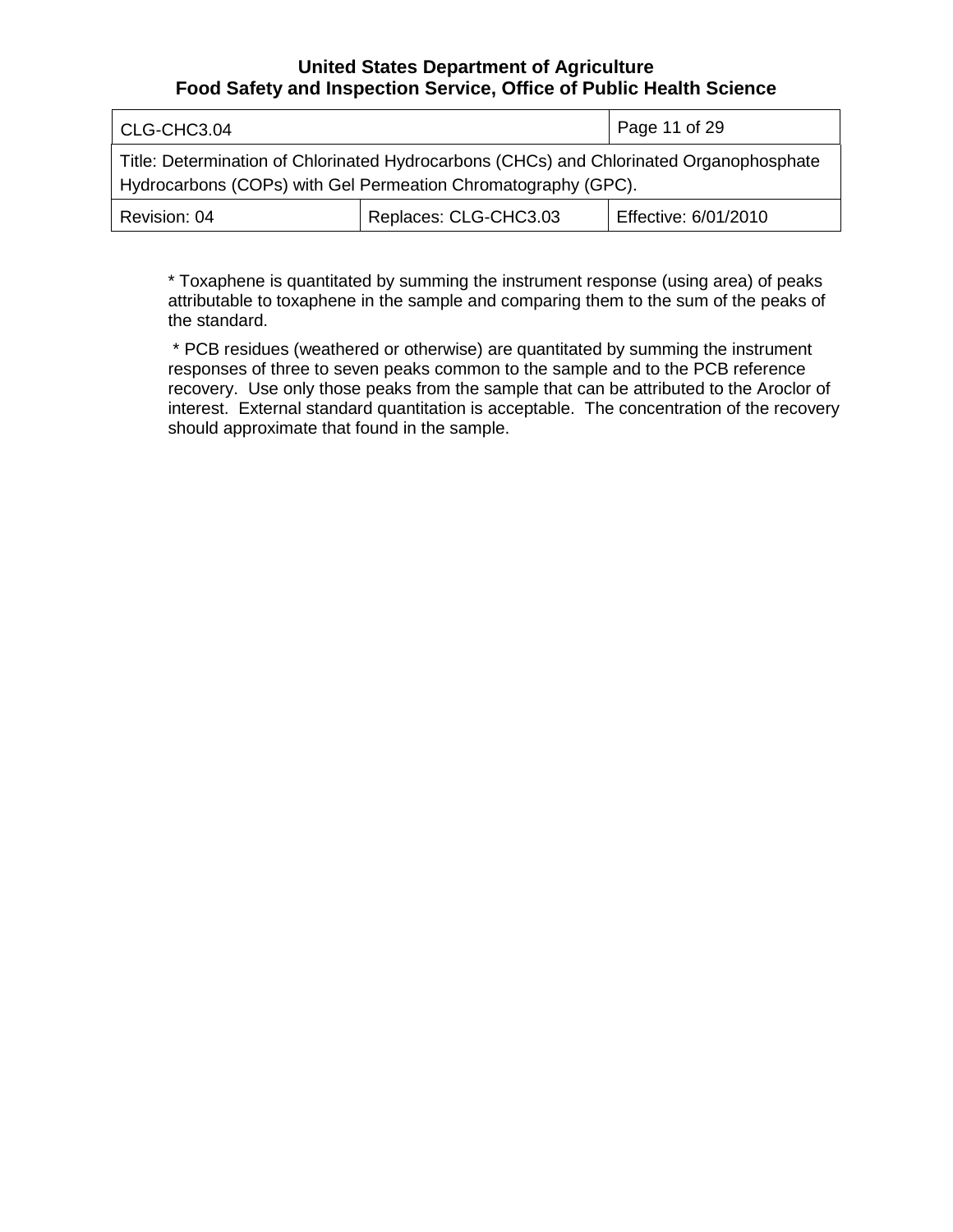\* Toxaphene is quantitated by summing the instrument response (using area) of peaks attributable to toxaphene in the sample and comparing them to the sum of the peaks of the standard.

\* PCB residues (weathered or otherwise) are quantitated by summing the instrument responses of three to seven peaks common to the sample and to the PCB reference recovery. Use only those peaks from the sample that can be attributed to the Aroclor of interest. External standard quantitation is acceptable. The concentration of the recovery should approximate that found in the sample.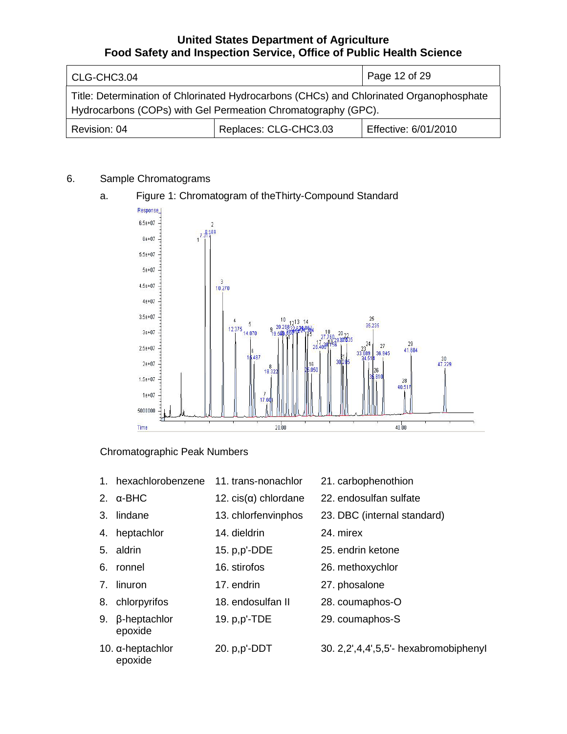6. Sample Chromatograms

a. Figure 1: Chromatogram of theThirty-Compound Standard

Chromatographic Peak Numbers

1. hexachlorobenzene
2. α-BHC
3. lindane
4. heptachlor
5. aldrin
6. ronnel
7. linuron
8. chlorpyrifos
9. β-heptachlor epoxide
10. α-heptachlor epoxide
11. trans-nonachlor
12. cis(α) chlordane
13. chlorfenvinphos
14. dieldrin
15. p,p'-DDE
16. stirofos
17. endrin
18. endosulfan II
19. p,p'-TDE
20. p,p'-DDT
21. carbophenothion
22. endosulfan sulfate
23. DBC (internal standard)
24. mirex
25. endrin ketone
26. methoxychlor
27. phosalone
28. coumaphos-O
29. coumaphos-S
30. 2,2',4,4',5,5'- hexabromobiphenyl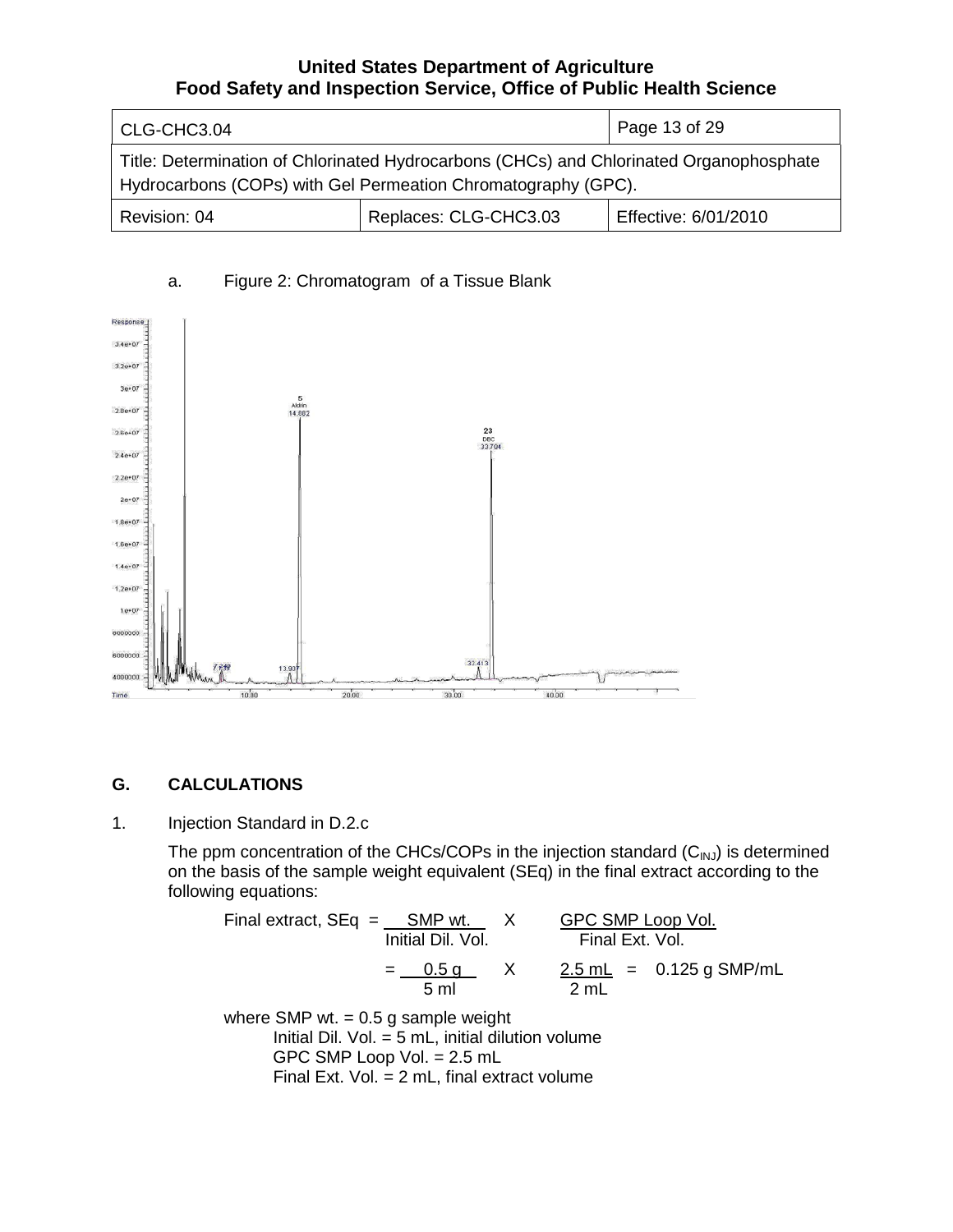a. Figure 2: Chromatogram of a Tissue Blank

## G. CALCULATIONS

1. Injection Standard in D.2.c

   The ppm concentration of the CHCs/COPs in the injection standard ($C_{INJ}$) is determined on the basis of the sample weight equivalent (SEq) in the final extract according to the following equations:

$$\text{Final extract, SEq} = \frac{\text{SMP wt.}}{\text{Initial Dil. Vol.}} \times \frac{\text{GPC SMP Loop Vol.}}{\text{Final Ext. Vol.}}$$

$$= \frac{0.5\text{ g}}{5\text{ ml}} \times \frac{2.5\text{ mL}}{2\text{ mL}} = 0.125\text{ g SMP/mL}$$

   where SMP wt. = 0.5 g sample weight
   Initial Dil. Vol. = 5 mL, initial dilution volume
   GPC SMP Loop Vol. = 2.5 mL
   Final Ext. Vol. = 2 mL, final extract volume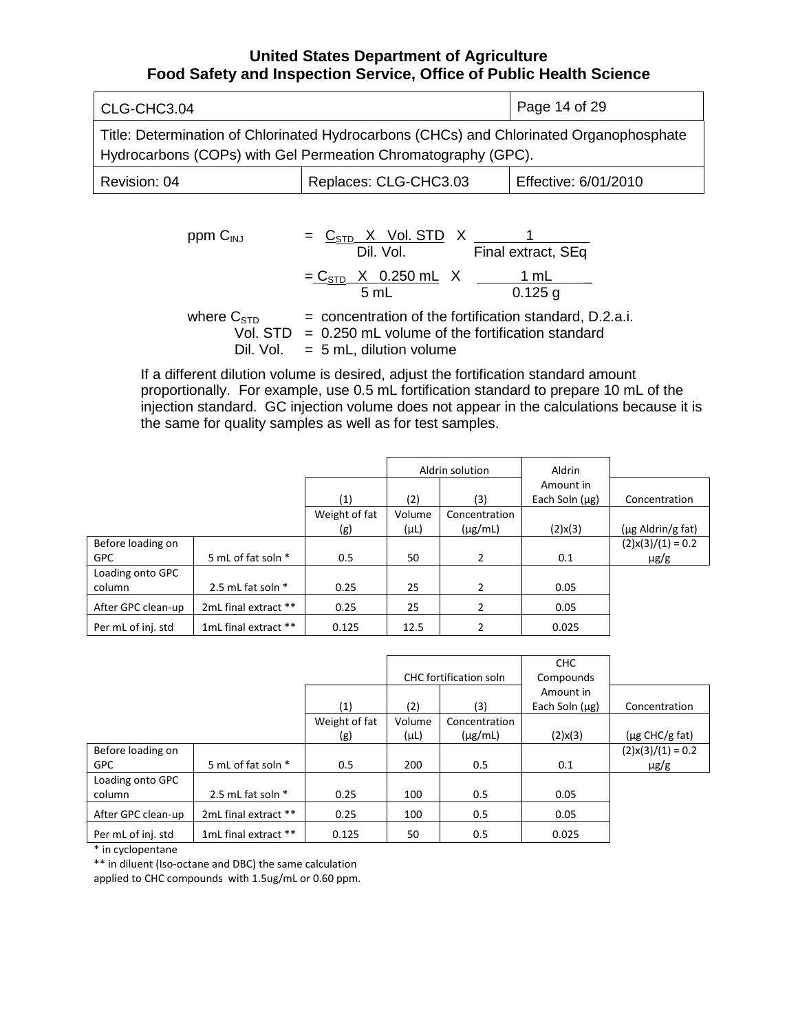$$ppm\ C_{INJ} = \frac{C_{STD}\ X\ Vol.\ STD}{Dil.\ Vol.}\ X\ \frac{1}{Final\ extract,\ SEq}$$

$$= \frac{C_{STD}\ X\ 0.250\ mL}{5\ mL}\ X\ \frac{1\ mL}{0.125\ g}$$

where $C_{STD}$ = concentration of the fortification standard, D.2.a.i.
Vol. STD = 0.250 mL volume of the fortification standard
Dil. Vol. = 5 mL, dilution volume

If a different dilution volume is desired, adjust the fortification standard amount proportionally. For example, use 0.5 mL fortification standard to prepare 10 mL of the injection standard. GC injection volume does not appear in the calculations because it is the same for quality samples as well as for test samples.

| | | | Aldrin solution | | Aldrin Amount in Each Soln (μg) | |
|---|---|---|---|---|---|---|
| | | (1) | (2) | (3) | | Concentration |
| | | Weight of fat (g) | Volume (μL) | Concentration (μg/mL) | (2)x(3) | (μg Aldrin/g fat) |
| Before loading on GPC | 5 mL of fat soln * | 0.5 | 50 | 2 | 0.1 | (2)x(3)/(1) = 0.2 μg/g |
| Loading onto GPC column | 2.5 mL fat soln * | 0.25 | 25 | 2 | 0.05 | |
| After GPC clean-up | 2mL final extract ** | 0.25 | 25 | 2 | 0.05 | |
| Per mL of inj. std | 1mL final extract ** | 0.125 | 12.5 | 2 | 0.025 | |

| | | | CHC fortification soln | | CHC Compounds Amount in Each Soln (μg) | |
|---|---|---|---|---|---|---|
| | | (1) | (2) | (3) | | Concentration |
| | | Weight of fat (g) | Volume (μL) | Concentration (μg/mL) | (2)x(3) | (μg CHC/g fat) |
| Before loading on GPC | 5 mL of fat soln * | 0.5 | 200 | 0.5 | 0.1 | (2)x(3)/(1) = 0.2 μg/g |
| Loading onto GPC column | 2.5 mL fat soln * | 0.25 | 100 | 0.5 | 0.05 | |
| After GPC clean-up | 2mL final extract ** | 0.25 | 100 | 0.5 | 0.05 | |
| Per mL of inj. std | 1mL final extract ** | 0.125 | 50 | 0.5 | 0.025 | |

* in cyclopentane

** in diluent (Iso-octane and DBC) the same calculation applied to CHC compounds with 1.5ug/mL or 0.60 ppm.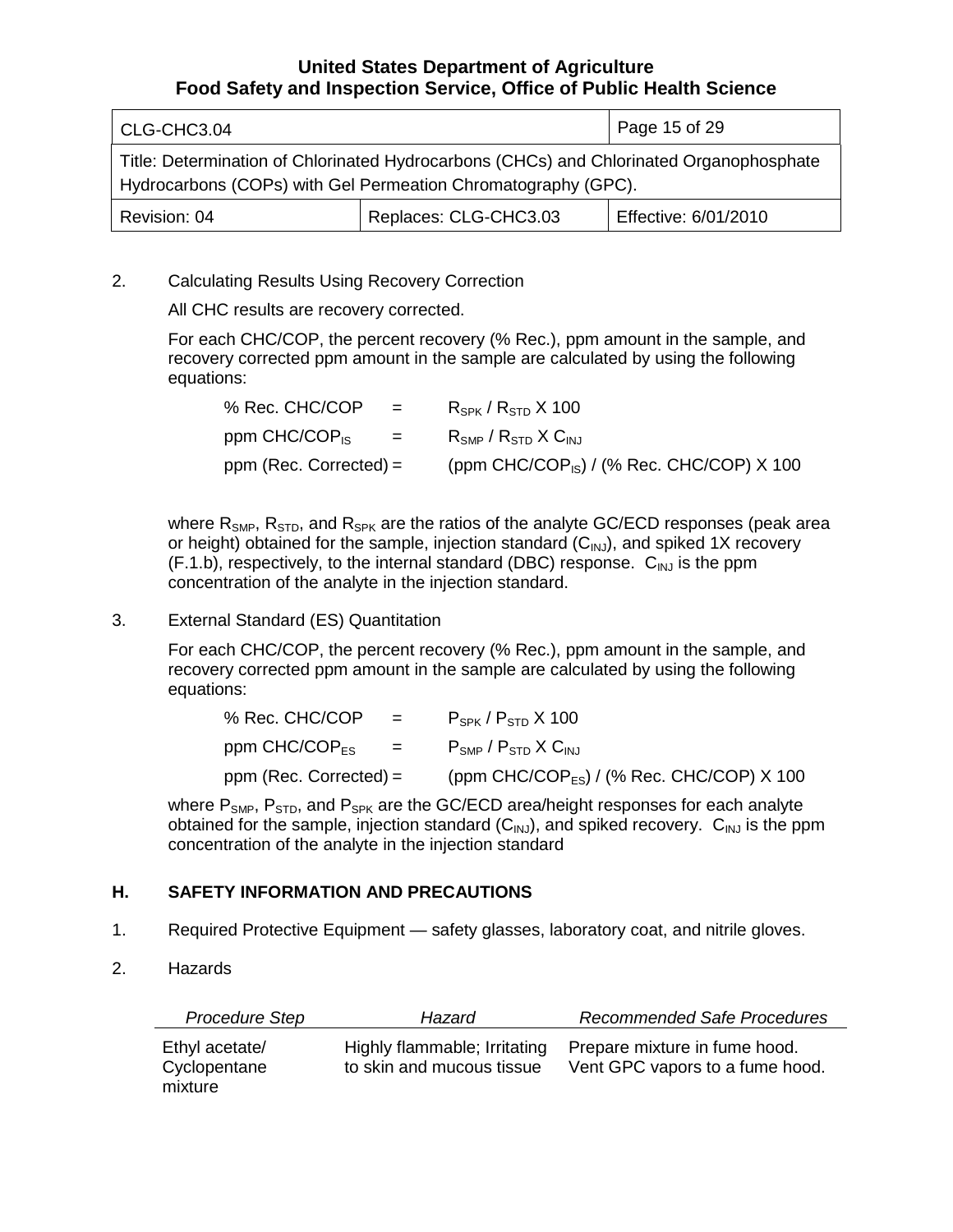2. Calculating Results Using Recovery Correction

All CHC results are recovery corrected.

For each CHC/COP, the percent recovery (% Rec.), ppm amount in the sample, and recovery corrected ppm amount in the sample are calculated by using the following equations:

$$\% \text{ Rec. CHC/COP} = R_{SPK} / R_{STD} \times 100$$

$$\text{ppm CHC/COP}_{IS} = R_{SMP} / R_{STD} \times C_{INJ}$$

$$\text{ppm (Rec. Corrected)} = (\text{ppm CHC/COP}_{IS}) / (\% \text{ Rec. CHC/COP}) \times 100$$

where $R_{SMP}$, $R_{STD}$, and $R_{SPK}$ are the ratios of the analyte GC/ECD responses (peak area or height) obtained for the sample, injection standard ($C_{INJ}$), and spiked 1X recovery (F.1.b), respectively, to the internal standard (DBC) response. $C_{INJ}$ is the ppm concentration of the analyte in the injection standard.

3. External Standard (ES) Quantitation

For each CHC/COP, the percent recovery (% Rec.), ppm amount in the sample, and recovery corrected ppm amount in the sample are calculated by using the following equations:

$$\% \text{ Rec. CHC/COP} = P_{SPK} / P_{STD} \times 100$$

$$\text{ppm CHC/COP}_{ES} = P_{SMP} / P_{STD} \times C_{INJ}$$

$$\text{ppm (Rec. Corrected)} = (\text{ppm CHC/COP}_{ES}) / (\% \text{ Rec. CHC/COP}) \times 100$$

where $P_{SMP}$, $P_{STD}$, and $P_{SPK}$ are the GC/ECD area/height responses for each analyte obtained for the sample, injection standard ($C_{INJ}$), and spiked recovery. $C_{INJ}$ is the ppm concentration of the analyte in the injection standard

## H. SAFETY INFORMATION AND PRECAUTIONS

1. Required Protective Equipment — safety glasses, laboratory coat, and nitrile gloves.

2. Hazards

| *Procedure Step* | *Hazard* | *Recommended Safe Procedures* |
|---|---|---|
| Ethyl acetate/ Cyclopentane mixture | Highly flammable; Irritating to skin and mucous tissue | Prepare mixture in fume hood. Vent GPC vapors to a fume hood. |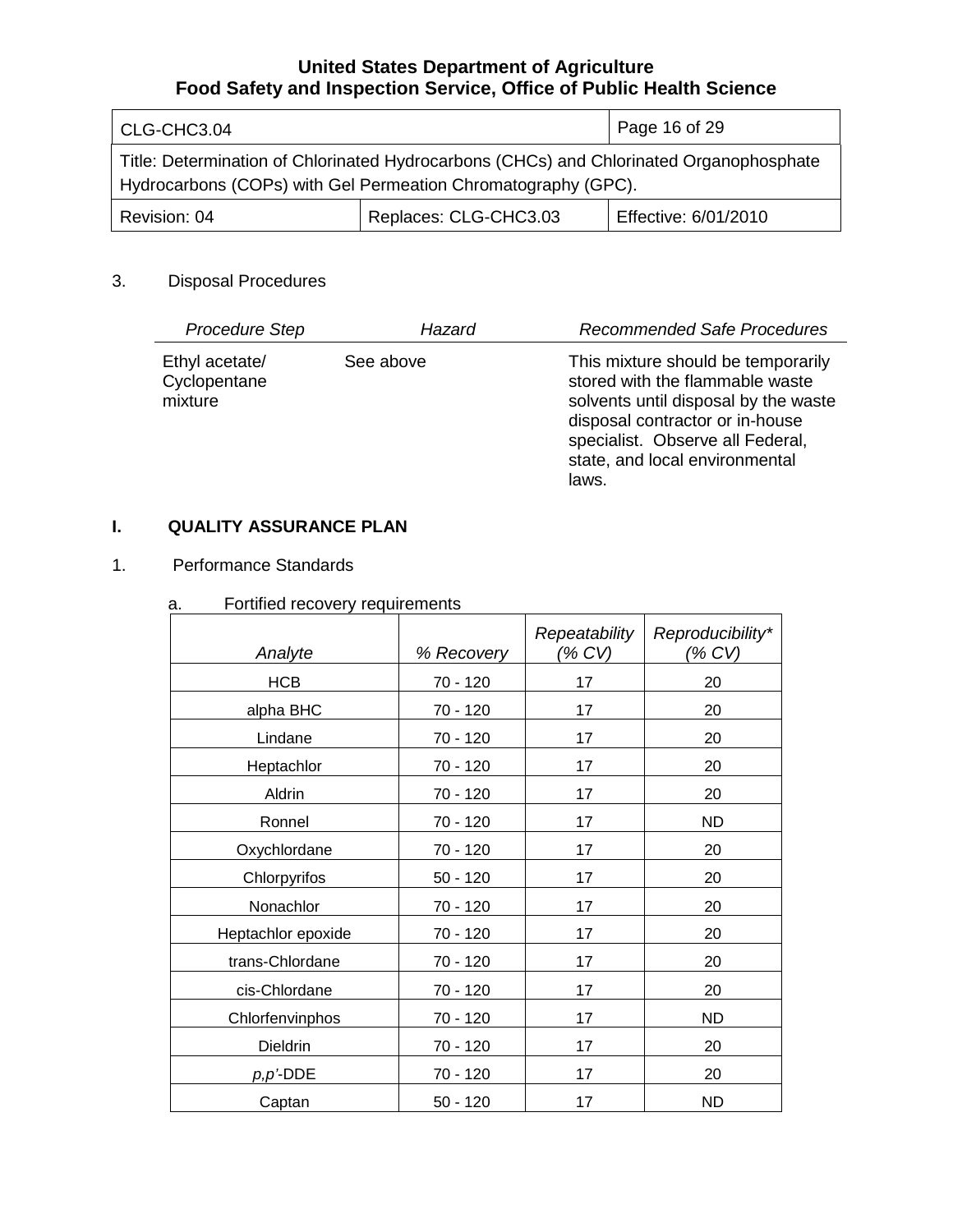3. Disposal Procedures

| *Procedure Step* | *Hazard* | *Recommended Safe Procedures* |
|---|---|---|
| Ethyl acetate/ Cyclopentane mixture | See above | This mixture should be temporarily stored with the flammable waste solvents until disposal by the waste disposal contractor or in-house specialist. Observe all Federal, state, and local environmental laws. |

## I. QUALITY ASSURANCE PLAN

1. Performance Standards

a. Fortified recovery requirements

| *Analyte* | *% Recovery* | *Repeatability (% CV)* | *Reproducibility* (% CV)* |
|---|---|---|---|
| HCB | 70 - 120 | 17 | 20 |
| alpha BHC | 70 - 120 | 17 | 20 |
| Lindane | 70 - 120 | 17 | 20 |
| Heptachlor | 70 - 120 | 17 | 20 |
| Aldrin | 70 - 120 | 17 | 20 |
| Ronnel | 70 - 120 | 17 | ND |
| Oxychlordane | 70 - 120 | 17 | 20 |
| Chlorpyrifos | 50 - 120 | 17 | 20 |
| Nonachlor | 70 - 120 | 17 | 20 |
| Heptachlor epoxide | 70 - 120 | 17 | 20 |
| trans-Chlordane | 70 - 120 | 17 | 20 |
| cis-Chlordane | 70 - 120 | 17 | 20 |
| Chlorfenvinphos | 70 - 120 | 17 | ND |
| Dieldrin | 70 - 120 | 17 | 20 |
| *p,p'*-DDE | 70 - 120 | 17 | 20 |
| Captan | 50 - 120 | 17 | ND |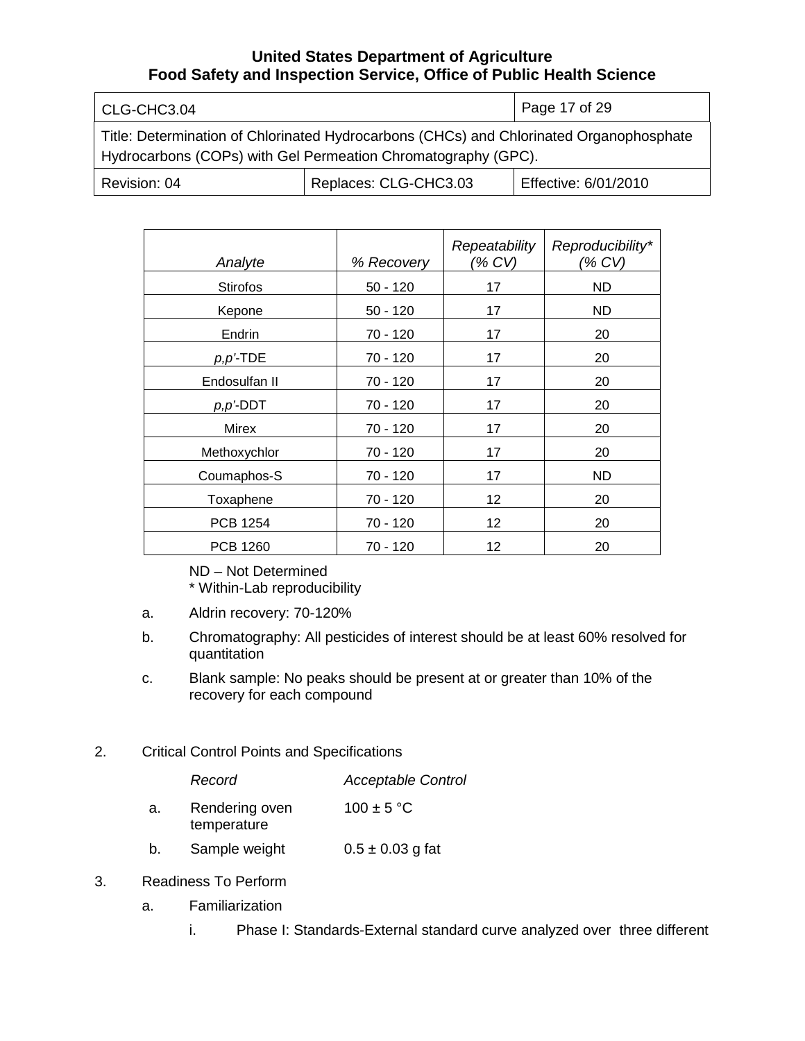| *Analyte* | *% Recovery* | *Repeatability (% CV)* | *Reproducibility* (% CV)* |
|---|---|---|---|
| Stirofos | 50 - 120 | 17 | ND |
| Kepone | 50 - 120 | 17 | ND |
| Endrin | 70 - 120 | 17 | 20 |
| *p,p'*-TDE | 70 - 120 | 17 | 20 |
| Endosulfan II | 70 - 120 | 17 | 20 |
| *p,p'*-DDT | 70 - 120 | 17 | 20 |
| Mirex | 70 - 120 | 17 | 20 |
| Methoxychlor | 70 - 120 | 17 | 20 |
| Coumaphos-S | 70 - 120 | 17 | ND |
| Toxaphene | 70 - 120 | 12 | 20 |
| PCB 1254 | 70 - 120 | 12 | 20 |
| PCB 1260 | 70 - 120 | 12 | 20 |

ND – Not Determined
\* Within-Lab reproducibility

a. Aldrin recovery: 70-120%

b. Chromatography: All pesticides of interest should be at least 60% resolved for quantitation

c. Blank sample: No peaks should be present at or greater than 10% of the recovery for each compound

2. Critical Control Points and Specifications

| | *Record* | *Acceptable Control* |
|---|---|---|
| a. | Rendering oven temperature | 100 ± 5 °C |
| b. | Sample weight | 0.5 ± 0.03 g fat |

3. Readiness To Perform

   a. Familiarization

      i. Phase I: Standards-External standard curve analyzed over three different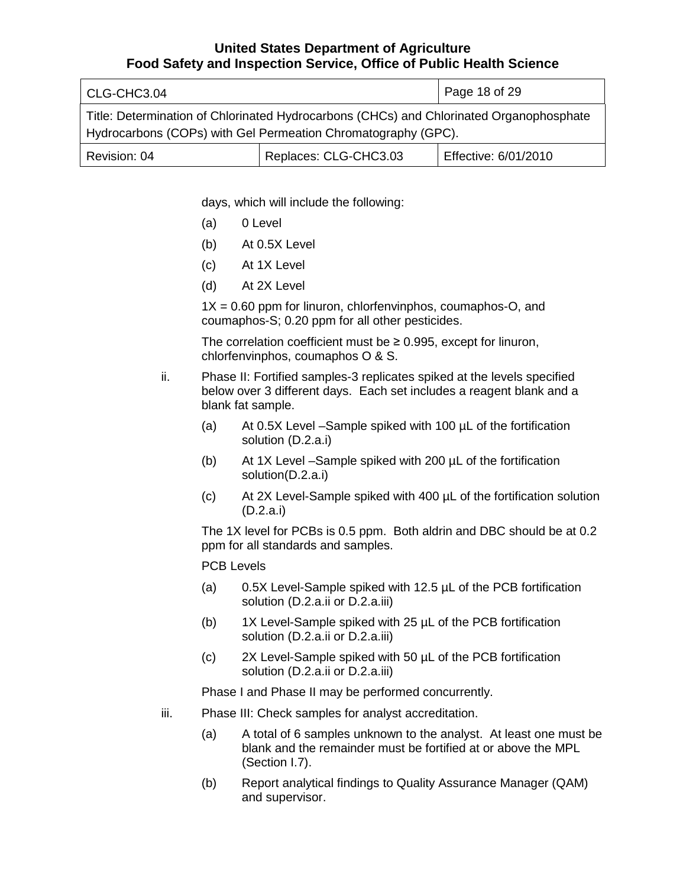days, which will include the following:

(a) 0 Level

(b) At 0.5X Level

(c) At 1X Level

(d) At 2X Level

1X = 0.60 ppm for linuron, chlorfenvinphos, coumaphos-O, and coumaphos-S; 0.20 ppm for all other pesticides.

The correlation coefficient must be ≥ 0.995, except for linuron, chlorfenvinphos, coumaphos O & S.

ii. Phase II: Fortified samples-3 replicates spiked at the levels specified below over 3 different days. Each set includes a reagent blank and a blank fat sample.

(a) At 0.5X Level –Sample spiked with 100 µL of the fortification solution (D.2.a.i)

(b) At 1X Level –Sample spiked with 200 µL of the fortification solution(D.2.a.i)

(c) At 2X Level-Sample spiked with 400 µL of the fortification solution (D.2.a.i)

The 1X level for PCBs is 0.5 ppm. Both aldrin and DBC should be at 0.2 ppm for all standards and samples.

PCB Levels

(a) 0.5X Level-Sample spiked with 12.5 µL of the PCB fortification solution (D.2.a.ii or D.2.a.iii)

(b) 1X Level-Sample spiked with 25 µL of the PCB fortification solution (D.2.a.ii or D.2.a.iii)

(c) 2X Level-Sample spiked with 50 µL of the PCB fortification solution (D.2.a.ii or D.2.a.iii)

Phase I and Phase II may be performed concurrently.

iii. Phase III: Check samples for analyst accreditation.

(a) A total of 6 samples unknown to the analyst. At least one must be blank and the remainder must be fortified at or above the MPL (Section I.7).

(b) Report analytical findings to Quality Assurance Manager (QAM) and supervisor.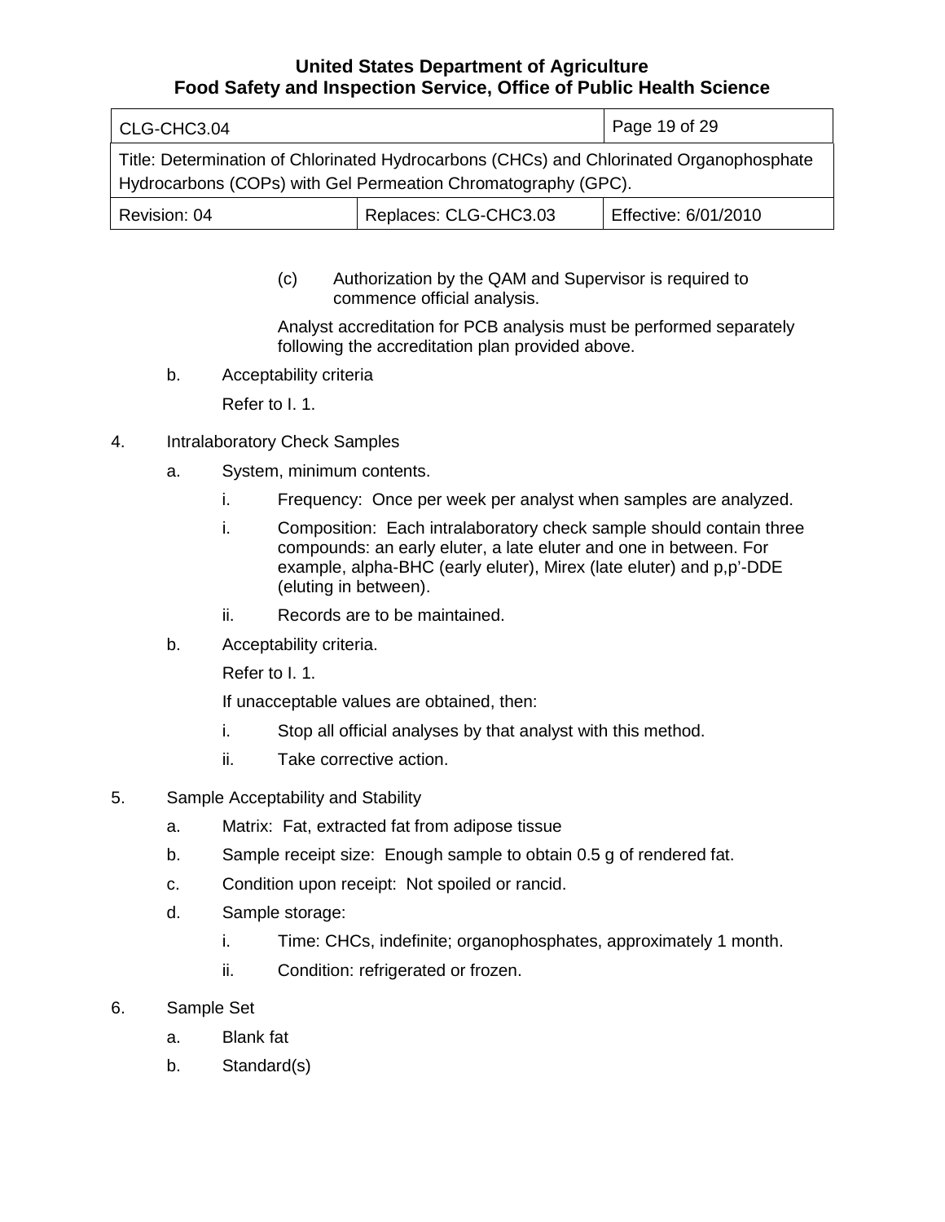(c) Authorization by the QAM and Supervisor is required to commence official analysis.

Analyst accreditation for PCB analysis must be performed separately following the accreditation plan provided above.

b. Acceptability criteria

Refer to I. 1.

4. Intralaboratory Check Samples

a. System, minimum contents.

i. Frequency: Once per week per analyst when samples are analyzed.

i. Composition: Each intralaboratory check sample should contain three compounds: an early eluter, a late eluter and one in between. For example, alpha-BHC (early eluter), Mirex (late eluter) and p,p'-DDE (eluting in between).

ii. Records are to be maintained.

b. Acceptability criteria.

Refer to I. 1.

If unacceptable values are obtained, then:

i. Stop all official analyses by that analyst with this method.

ii. Take corrective action.

5. Sample Acceptability and Stability

a. Matrix: Fat, extracted fat from adipose tissue

b. Sample receipt size: Enough sample to obtain 0.5 g of rendered fat.

c. Condition upon receipt: Not spoiled or rancid.

d. Sample storage:

i. Time: CHCs, indefinite; organophosphates, approximately 1 month.

ii. Condition: refrigerated or frozen.

6. Sample Set

a. Blank fat

b. Standard(s)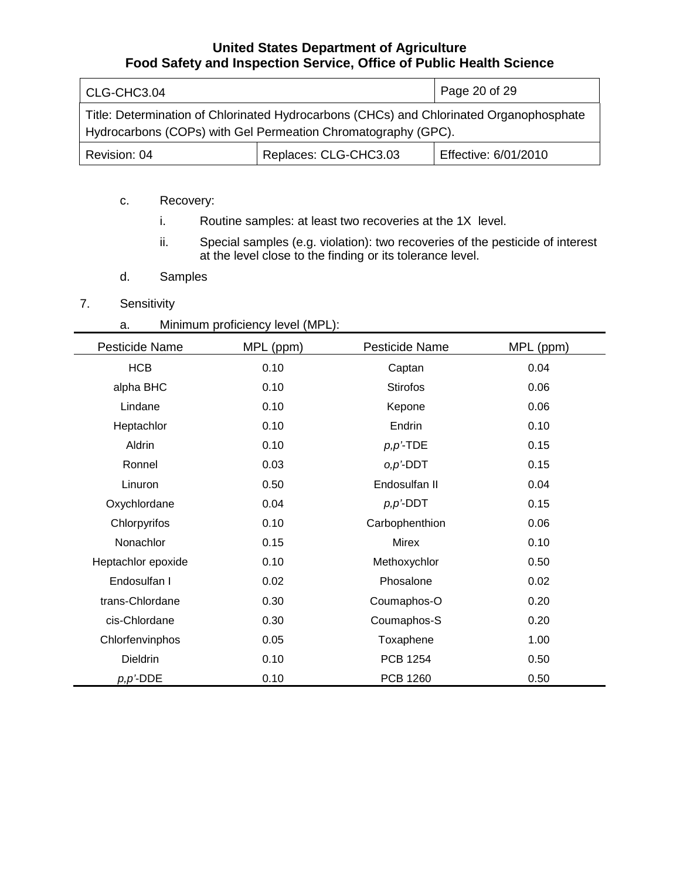c. Recovery:

   i. Routine samples: at least two recoveries at the 1X level.

   ii. Special samples (e.g. violation): two recoveries of the pesticide of interest at the level close to the finding or its tolerance level.

d. Samples

7. Sensitivity

   a. Minimum proficiency level (MPL):

| Pesticide Name | MPL (ppm) | Pesticide Name | MPL (ppm) |
|---|---|---|---|
| HCB | 0.10 | Captan | 0.04 |
| alpha BHC | 0.10 | Stirofos | 0.06 |
| Lindane | 0.10 | Kepone | 0.06 |
| Heptachlor | 0.10 | Endrin | 0.10 |
| Aldrin | 0.10 | *p,p'*-TDE | 0.15 |
| Ronnel | 0.03 | *o,p'*-DDT | 0.15 |
| Linuron | 0.50 | Endosulfan II | 0.04 |
| Oxychlordane | 0.04 | *p,p'*-DDT | 0.15 |
| Chlorpyrifos | 0.10 | Carbophenthion | 0.06 |
| Nonachlor | 0.15 | Mirex | 0.10 |
| Heptachlor epoxide | 0.10 | Methoxychlor | 0.50 |
| Endosulfan I | 0.02 | Phosalone | 0.02 |
| trans-Chlordane | 0.30 | Coumaphos-O | 0.20 |
| cis-Chlordane | 0.30 | Coumaphos-S | 0.20 |
| Chlorfenvinphos | 0.05 | Toxaphene | 1.00 |
| Dieldrin | 0.10 | PCB 1254 | 0.50 |
| *p,p'*-DDE | 0.10 | PCB 1260 | 0.50 |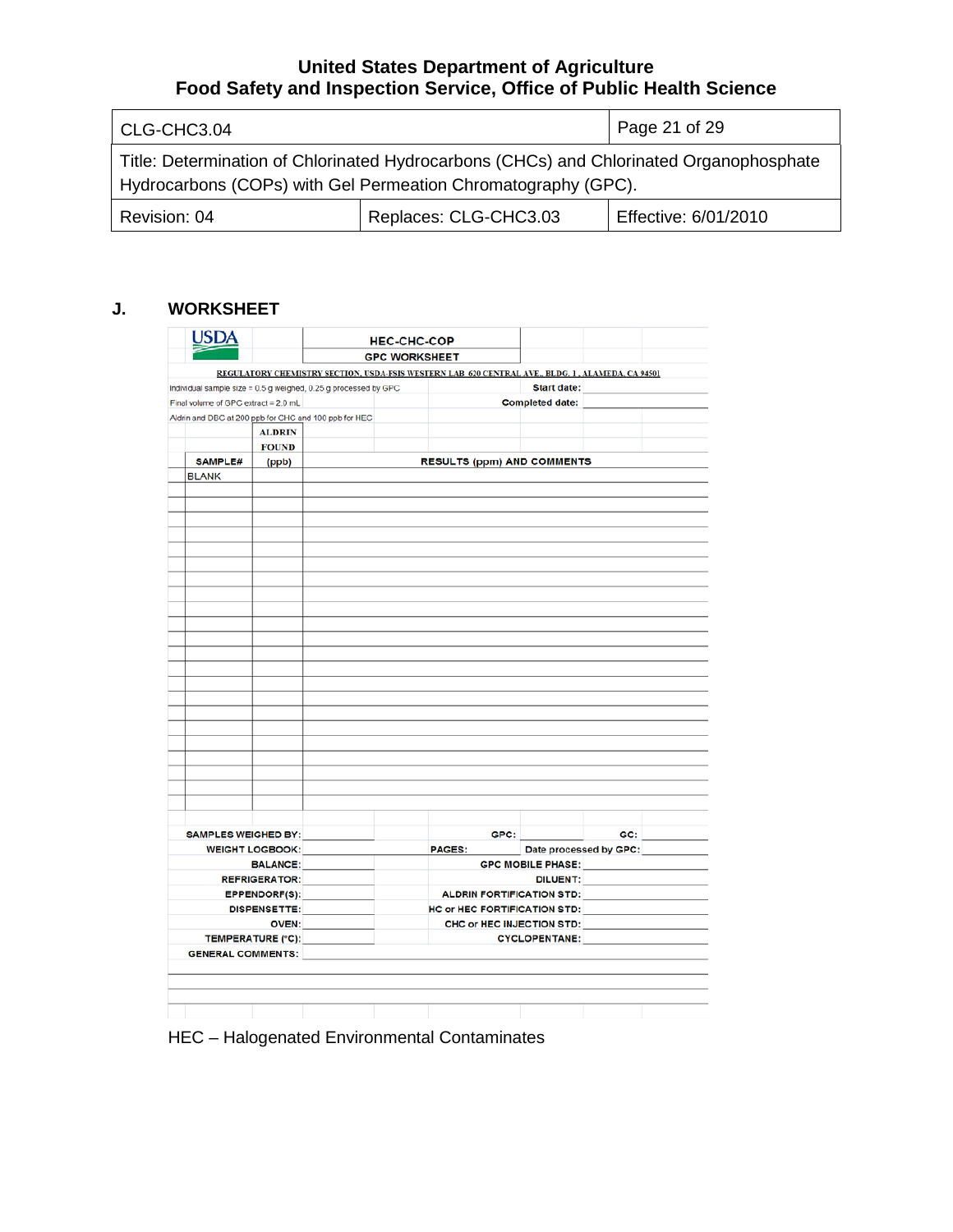## J. WORKSHEET

**USDA**

**HEC-CHC-COP**
**GPC WORKSHEET**

REGULATORY CHEMISTRY SECTION, USDA-FSIS WESTERN LAB 620 CENTRAL AVE., BLDG. 1, ALAMEDA, CA 94501

Individual sample size = 0.5 g weighed, 0.25 g processed by GPC — **Start date:** ________

Final volume of GPC extract = 2.0 mL — **Completed date:** ________

Aldrin and DBC at 200 ppb for CHC and 100 ppb for HEC

| SAMPLE# | ALDRIN FOUND (ppb) | RESULTS (ppm) AND COMMENTS |
|---|---|---|
| BLANK | | |
| | | |
| | | |
| | | |
| | | |
| | | |
| | | |
| | | |
| | | |
| | | |
| | | |
| | | |
| | | |
| | | |
| | | |
| | | |
| | | |
| | | |
| | | |
| | | |
| | | |
| | | |

**SAMPLES WEIGHED BY:** ________ **GPC:** ________ **GC:** ________

**WEIGHT LOGBOOK:** ________ **PAGES:** ________ **Date processed by GPC:** ________

**BALANCE:** ________ **GPC MOBILE PHASE:** ________

**REFRIGERATOR:** ________ **DILUENT:** ________

**EPPENDORF(S):** ________ **ALDRIN FORTIFICATION STD:** ________

**DISPENSETTE:** ________ **HC or HEC FORTIFICATION STD:** ________

**OVEN:** ________ **CHC or HEC INJECTION STD:** ________

**TEMPERATURE (°C):** ________ **CYCLOPENTANE:** ________

**GENERAL COMMENTS:** ________

HEC – Halogenated Environmental Contaminates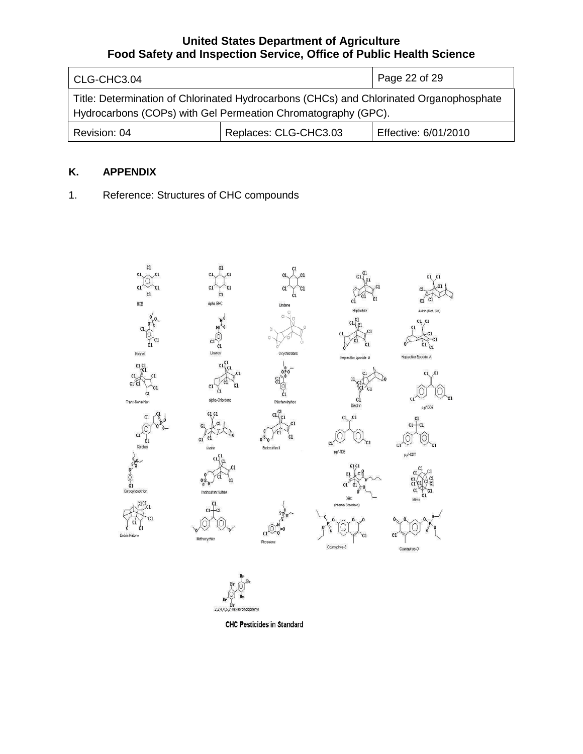**K. APPENDIX**

1. Reference: Structures of CHC compounds

HCB alpha BHC Lindane Heptachlor Aldrin (Ref. Std)

Ronnel Linuron Oxychlordane Heptachlor Epoxide B Heptachlor Epoxide A

Trans-Nonachlor alpha-Chlordane Chlorfenvinphos Dieldrin p,p'-DDE

Stirofos Endrin Endosulfan II p,p'-TDE p,p'-DDT

Carbophenothion Endosulfan Sulfate DBC (Internal Standard) Mirex

Endrin Ketone Methoxychlor Phosalone Coumaphos-S Coumaphos-O

2,2',4,4',5,5'-Hexabromobiphenyl

**CHC Pesticides in Standard**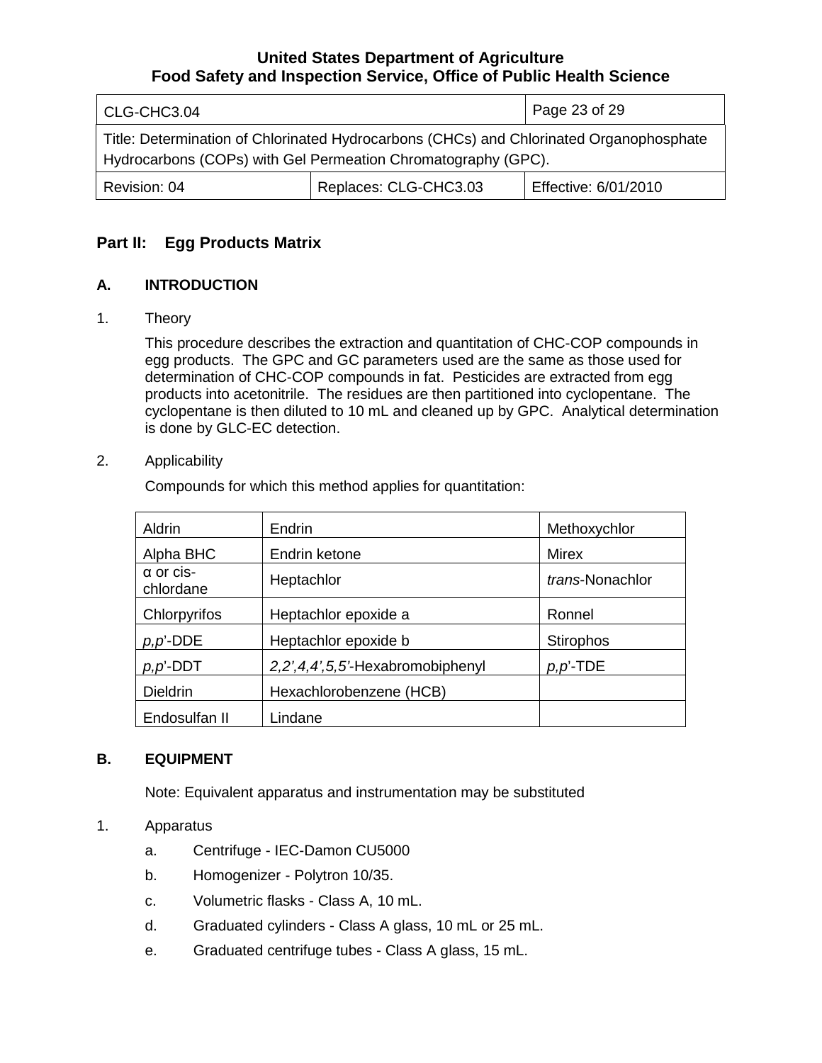## Part II: Egg Products Matrix

### A. INTRODUCTION

1. Theory

   This procedure describes the extraction and quantitation of CHC-COP compounds in egg products. The GPC and GC parameters used are the same as those used for determination of CHC-COP compounds in fat. Pesticides are extracted from egg products into acetonitrile. The residues are then partitioned into cyclopentane. The cyclopentane is then diluted to 10 mL and cleaned up by GPC. Analytical determination is done by GLC-EC detection.

2. Applicability

   Compounds for which this method applies for quantitation:

| Aldrin | Endrin | Methoxychlor |
|---|---|---|
| Alpha BHC | Endrin ketone | Mirex |
| α or cis-chlordane | Heptachlor | *trans*-Nonachlor |
| Chlorpyrifos | Heptachlor epoxide a | Ronnel |
| *p,p*'-DDE | Heptachlor epoxide b | Stirophos |
| *p,p*'-DDT | *2,2',4,4',5,5'*-Hexabromobiphenyl | *p,p*'-TDE |
| Dieldrin | Hexachlorobenzene (HCB) | |
| Endosulfan II | Lindane | |

### B. EQUIPMENT

Note: Equivalent apparatus and instrumentation may be substituted

1. Apparatus

   a. Centrifuge - IEC-Damon CU5000

   b. Homogenizer - Polytron 10/35.

   c. Volumetric flasks - Class A, 10 mL.

   d. Graduated cylinders - Class A glass, 10 mL or 25 mL.

   e. Graduated centrifuge tubes - Class A glass, 15 mL.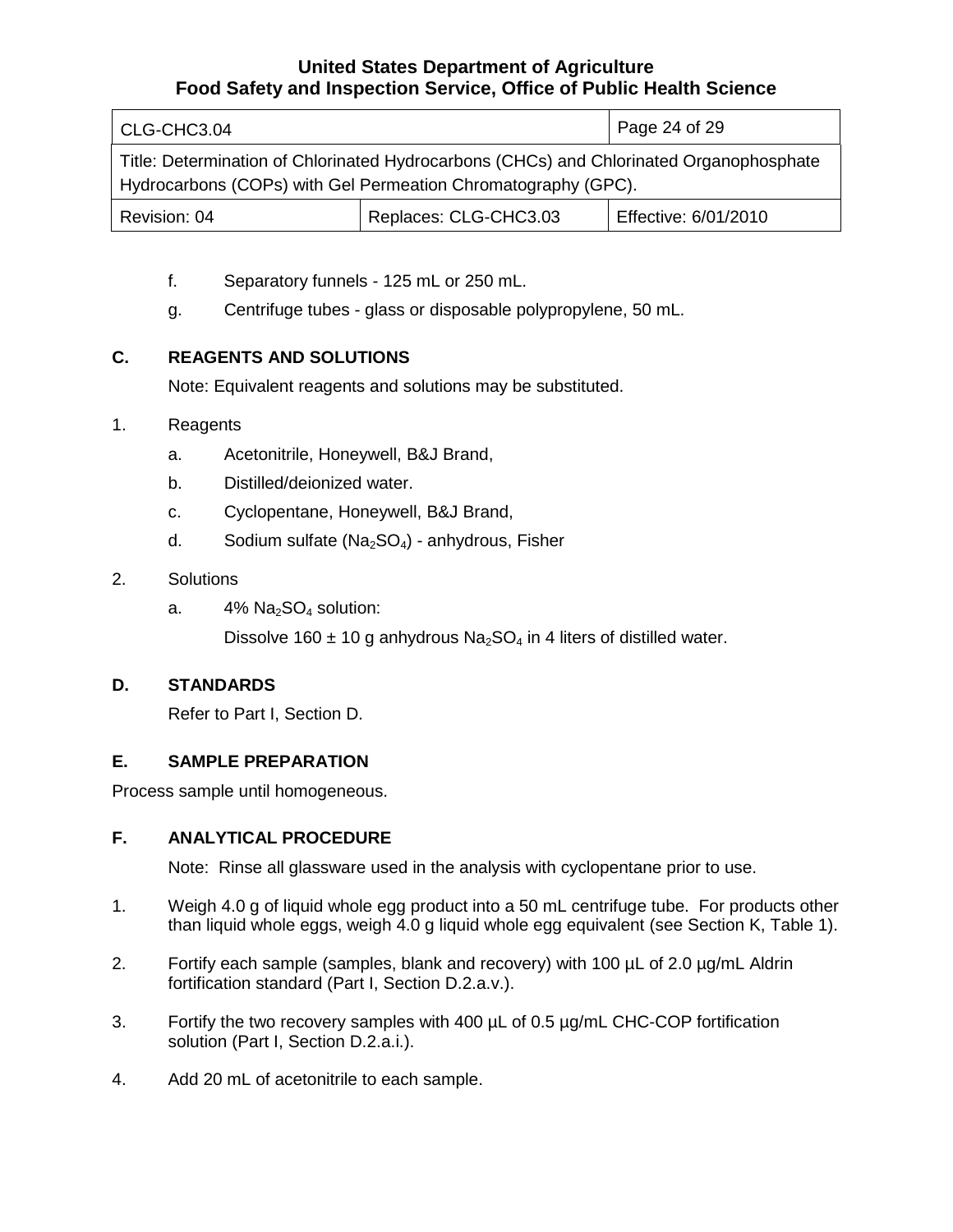f. Separatory funnels - 125 mL or 250 mL.

g. Centrifuge tubes - glass or disposable polypropylene, 50 mL.

## C. REAGENTS AND SOLUTIONS

Note: Equivalent reagents and solutions may be substituted.

1. Reagents

   a. Acetonitrile, Honeywell, B&J Brand,

   b. Distilled/deionized water.

   c. Cyclopentane, Honeywell, B&J Brand,

   d. Sodium sulfate ($Na_2SO_4$) - anhydrous, Fisher

2. Solutions

   a. 4% $Na_2SO_4$ solution:

      Dissolve 160 ± 10 g anhydrous $Na_2SO_4$ in 4 liters of distilled water.

## D. STANDARDS

Refer to Part I, Section D.

## E. SAMPLE PREPARATION

Process sample until homogeneous.

## F. ANALYTICAL PROCEDURE

Note: Rinse all glassware used in the analysis with cyclopentane prior to use.

1. Weigh 4.0 g of liquid whole egg product into a 50 mL centrifuge tube. For products other than liquid whole eggs, weigh 4.0 g liquid whole egg equivalent (see Section K, Table 1).

2. Fortify each sample (samples, blank and recovery) with 100 µL of 2.0 µg/mL Aldrin fortification standard (Part I, Section D.2.a.v.).

3. Fortify the two recovery samples with 400 µL of 0.5 µg/mL CHC-COP fortification solution (Part I, Section D.2.a.i.).

4. Add 20 mL of acetonitrile to each sample.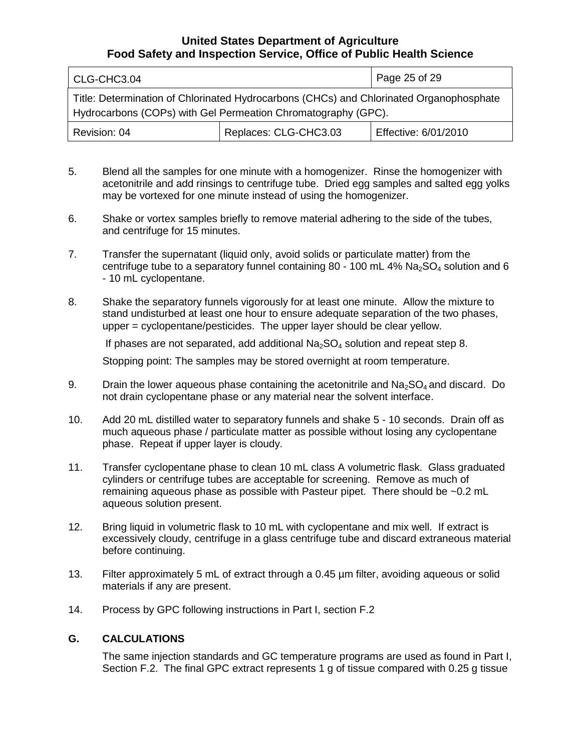5. Blend all the samples for one minute with a homogenizer. Rinse the homogenizer with acetonitrile and add rinsings to centrifuge tube. Dried egg samples and salted egg yolks may be vortexed for one minute instead of using the homogenizer.

6. Shake or vortex samples briefly to remove material adhering to the side of the tubes, and centrifuge for 15 minutes.

7. Transfer the supernatant (liquid only, avoid solids or particulate matter) from the centrifuge tube to a separatory funnel containing 80 - 100 mL 4% $Na_2SO_4$ solution and 6 - 10 mL cyclopentane.

8. Shake the separatory funnels vigorously for at least one minute. Allow the mixture to stand undisturbed at least one hour to ensure adequate separation of the two phases, upper = cyclopentane/pesticides. The upper layer should be clear yellow.

   If phases are not separated, add additional $Na_2SO_4$ solution and repeat step 8.

   Stopping point: The samples may be stored overnight at room temperature.

9. Drain the lower aqueous phase containing the acetonitrile and $Na_2SO_4$ and discard. Do not drain cyclopentane phase or any material near the solvent interface.

10. Add 20 mL distilled water to separatory funnels and shake 5 - 10 seconds. Drain off as much aqueous phase / particulate matter as possible without losing any cyclopentane phase. Repeat if upper layer is cloudy.

11. Transfer cyclopentane phase to clean 10 mL class A volumetric flask. Glass graduated cylinders or centrifuge tubes are acceptable for screening. Remove as much of remaining aqueous phase as possible with Pasteur pipet. There should be ~0.2 mL aqueous solution present.

12. Bring liquid in volumetric flask to 10 mL with cyclopentane and mix well. If extract is excessively cloudy, centrifuge in a glass centrifuge tube and discard extraneous material before continuing.

13. Filter approximately 5 mL of extract through a 0.45 µm filter, avoiding aqueous or solid materials if any are present.

14. Process by GPC following instructions in Part I, section F.2

## G. CALCULATIONS

The same injection standards and GC temperature programs are used as found in Part I, Section F.2. The final GPC extract represents 1 g of tissue compared with 0.25 g tissue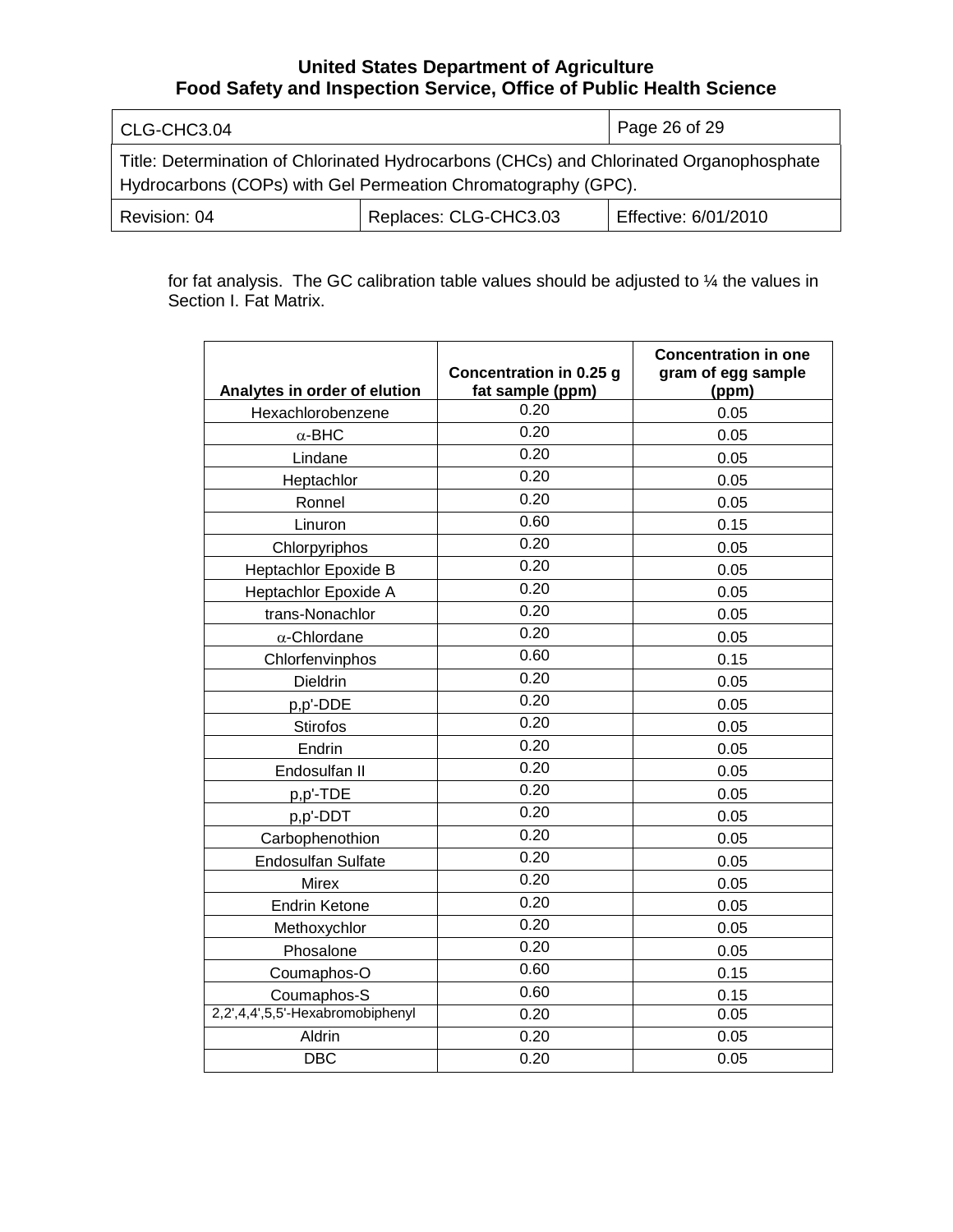for fat analysis. The GC calibration table values should be adjusted to ¼ the values in Section I. Fat Matrix.

| Analytes in order of elution | Concentration in 0.25 g fat sample (ppm) | Concentration in one gram of egg sample (ppm) |
| --- | --- | --- |
| Hexachlorobenzene | 0.20 | 0.05 |
| $\alpha$-BHC | 0.20 | 0.05 |
| Lindane | 0.20 | 0.05 |
| Heptachlor | 0.20 | 0.05 |
| Ronnel | 0.20 | 0.05 |
| Linuron | 0.60 | 0.15 |
| Chlorpyriphos | 0.20 | 0.05 |
| Heptachlor Epoxide B | 0.20 | 0.05 |
| Heptachlor Epoxide A | 0.20 | 0.05 |
| trans-Nonachlor | 0.20 | 0.05 |
| $\alpha$-Chlordane | 0.20 | 0.05 |
| Chlorfenvinphos | 0.60 | 0.15 |
| Dieldrin | 0.20 | 0.05 |
| p,p'-DDE | 0.20 | 0.05 |
| Stirofos | 0.20 | 0.05 |
| Endrin | 0.20 | 0.05 |
| Endosulfan II | 0.20 | 0.05 |
| p,p'-TDE | 0.20 | 0.05 |
| p,p'-DDT | 0.20 | 0.05 |
| Carbophenothion | 0.20 | 0.05 |
| Endosulfan Sulfate | 0.20 | 0.05 |
| Mirex | 0.20 | 0.05 |
| Endrin Ketone | 0.20 | 0.05 |
| Methoxychlor | 0.20 | 0.05 |
| Phosalone | 0.20 | 0.05 |
| Coumaphos-O | 0.60 | 0.15 |
| Coumaphos-S | 0.60 | 0.15 |
| 2,2',4,4',5,5'-Hexabromobiphenyl | 0.20 | 0.05 |
| Aldrin | 0.20 | 0.05 |
| DBC | 0.20 | 0.05 |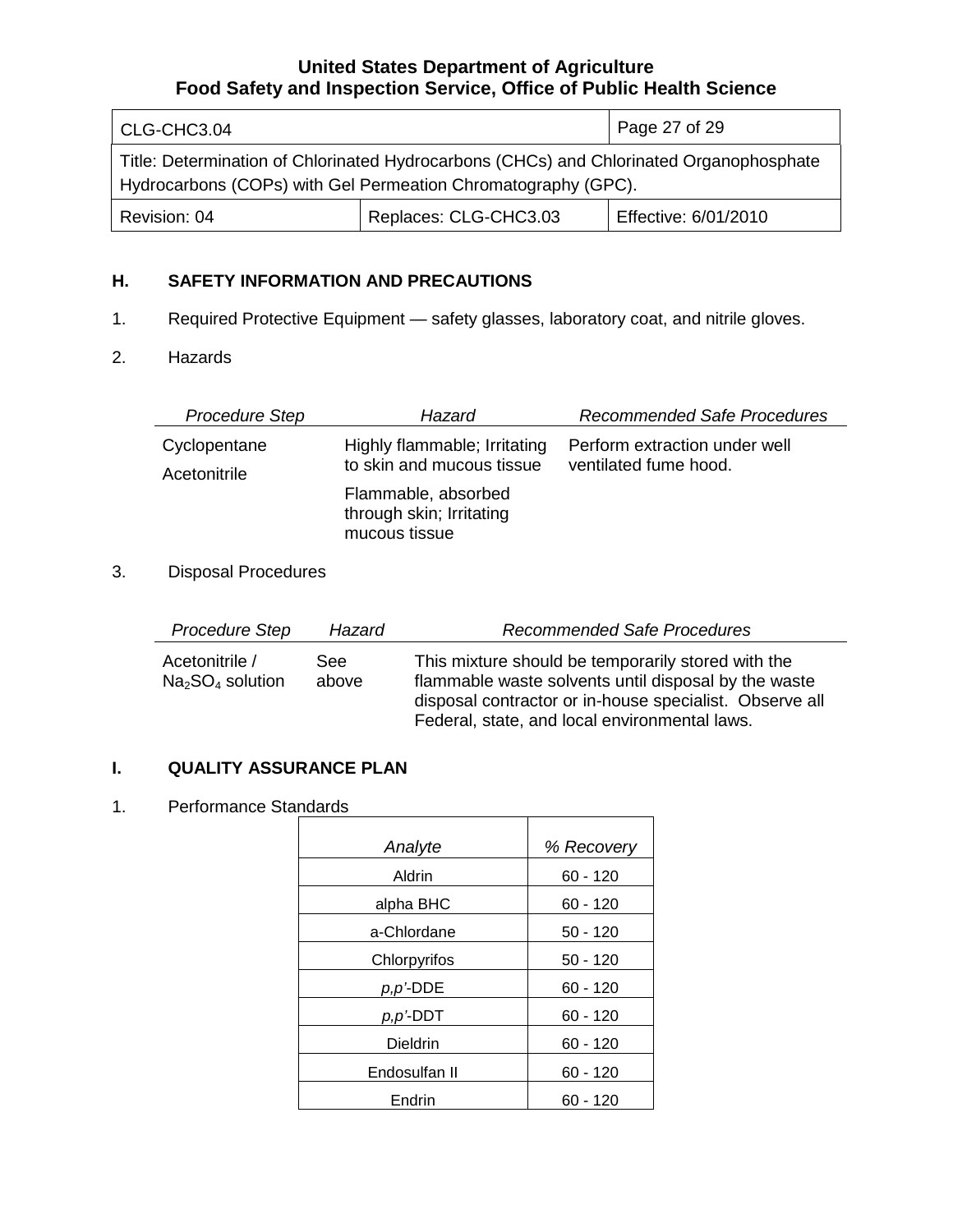## H. SAFETY INFORMATION AND PRECAUTIONS

1. Required Protective Equipment — safety glasses, laboratory coat, and nitrile gloves.

2. Hazards

| *Procedure Step* | *Hazard* | *Recommended Safe Procedures* |
|---|---|---|
| Cyclopentane | Highly flammable; Irritating to skin and mucous tissue | Perform extraction under well ventilated fume hood. |
| Acetonitrile | Flammable, absorbed through skin; Irritating mucous tissue | |

3. Disposal Procedures

| *Procedure Step* | *Hazard* | *Recommended Safe Procedures* |
|---|---|---|
| Acetonitrile / $Na_2SO_4$ solution | See above | This mixture should be temporarily stored with the flammable waste solvents until disposal by the waste disposal contractor or in-house specialist. Observe all Federal, state, and local environmental laws. |

## I. QUALITY ASSURANCE PLAN

1. Performance Standards

| *Analyte* | *% Recovery* |
|---|---|
| Aldrin | 60 - 120 |
| alpha BHC | 60 - 120 |
| a-Chlordane | 50 - 120 |
| Chlorpyrifos | 50 - 120 |
| *p,p'*-DDE | 60 - 120 |
| *p,p'*-DDT | 60 - 120 |
| Dieldrin | 60 - 120 |
| Endosulfan II | 60 - 120 |
| Endrin | 60 - 120 |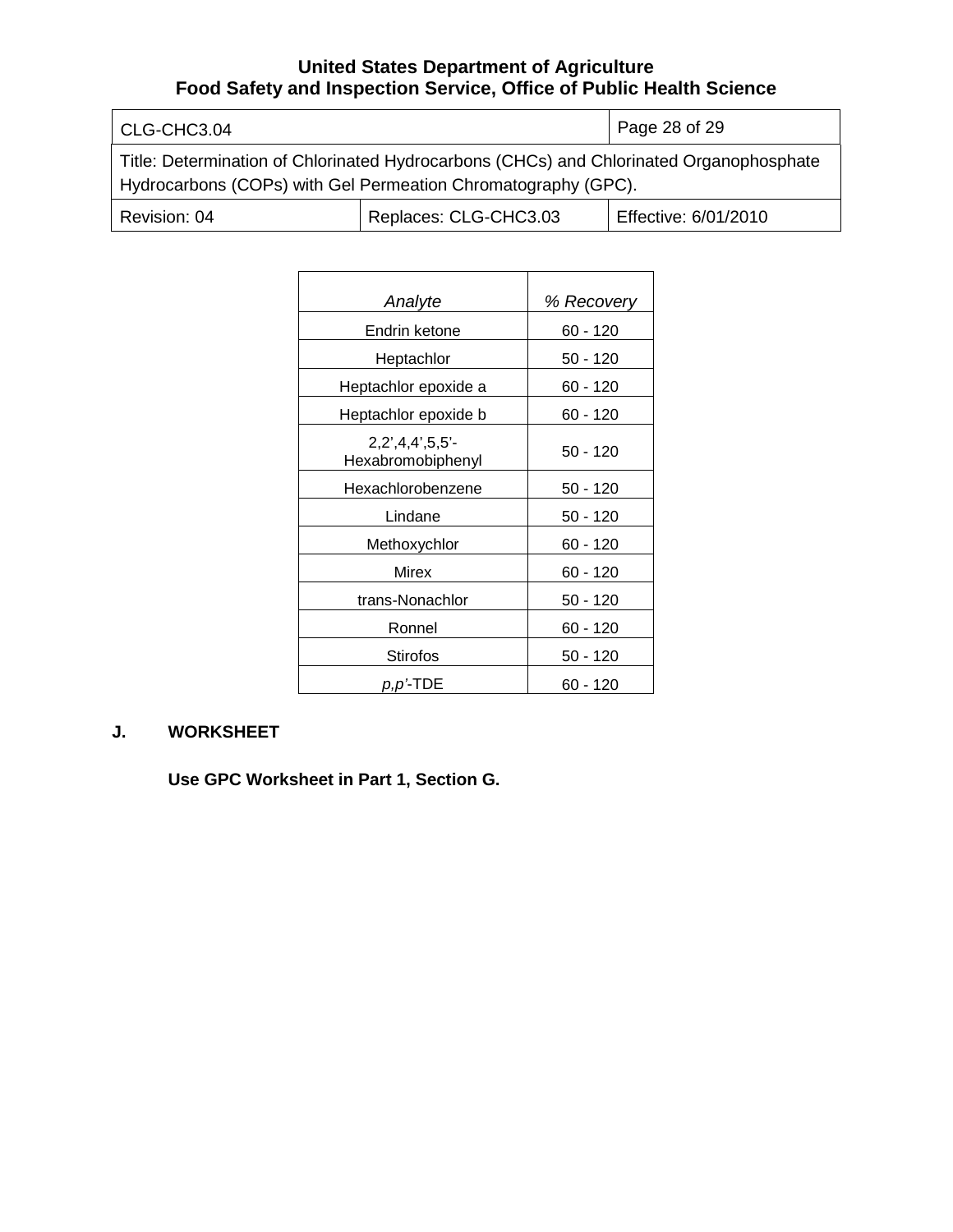| *Analyte* | *% Recovery* |
|---|---|
| Endrin ketone | 60 - 120 |
| Heptachlor | 50 - 120 |
| Heptachlor epoxide a | 60 - 120 |
| Heptachlor epoxide b | 60 - 120 |
| 2,2',4,4',5,5'-Hexabromobiphenyl | 50 - 120 |
| Hexachlorobenzene | 50 - 120 |
| Lindane | 50 - 120 |
| Methoxychlor | 60 - 120 |
| Mirex | 60 - 120 |
| trans-Nonachlor | 50 - 120 |
| Ronnel | 60 - 120 |
| Stirofos | 50 - 120 |
| *p,p'*-TDE | 60 - 120 |

**J. WORKSHEET**

**Use GPC Worksheet in Part 1, Section G.**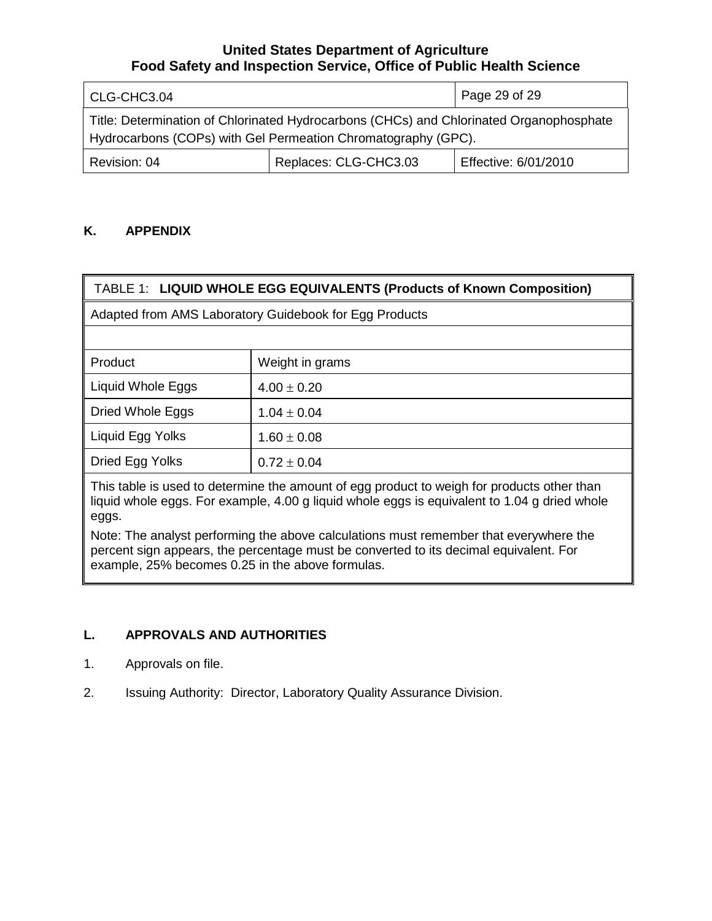## K. APPENDIX

| TABLE 1: **LIQUID WHOLE EGG EQUIVALENTS (Products of Known Composition)** | |
|---|---|
| Adapted from AMS Laboratory Guidebook for Egg Products | |
| | |
| Product | Weight in grams |
| Liquid Whole Eggs | $4.00 \pm 0.20$ |
| Dried Whole Eggs | $1.04 \pm 0.04$ |
| Liquid Egg Yolks | $1.60 \pm 0.08$ |
| Dried Egg Yolks | $0.72 \pm 0.04$ |
| This table is used to determine the amount of egg product to weigh for products other than liquid whole eggs. For example, 4.00 g liquid whole eggs is equivalent to 1.04 g dried whole eggs.<br><br>Note: The analyst performing the above calculations must remember that everywhere the percent sign appears, the percentage must be converted to its decimal equivalent. For example, 25% becomes 0.25 in the above formulas. | |

## L. APPROVALS AND AUTHORITIES

1. Approvals on file.

2. Issuing Authority: Director, Laboratory Quality Assurance Division.